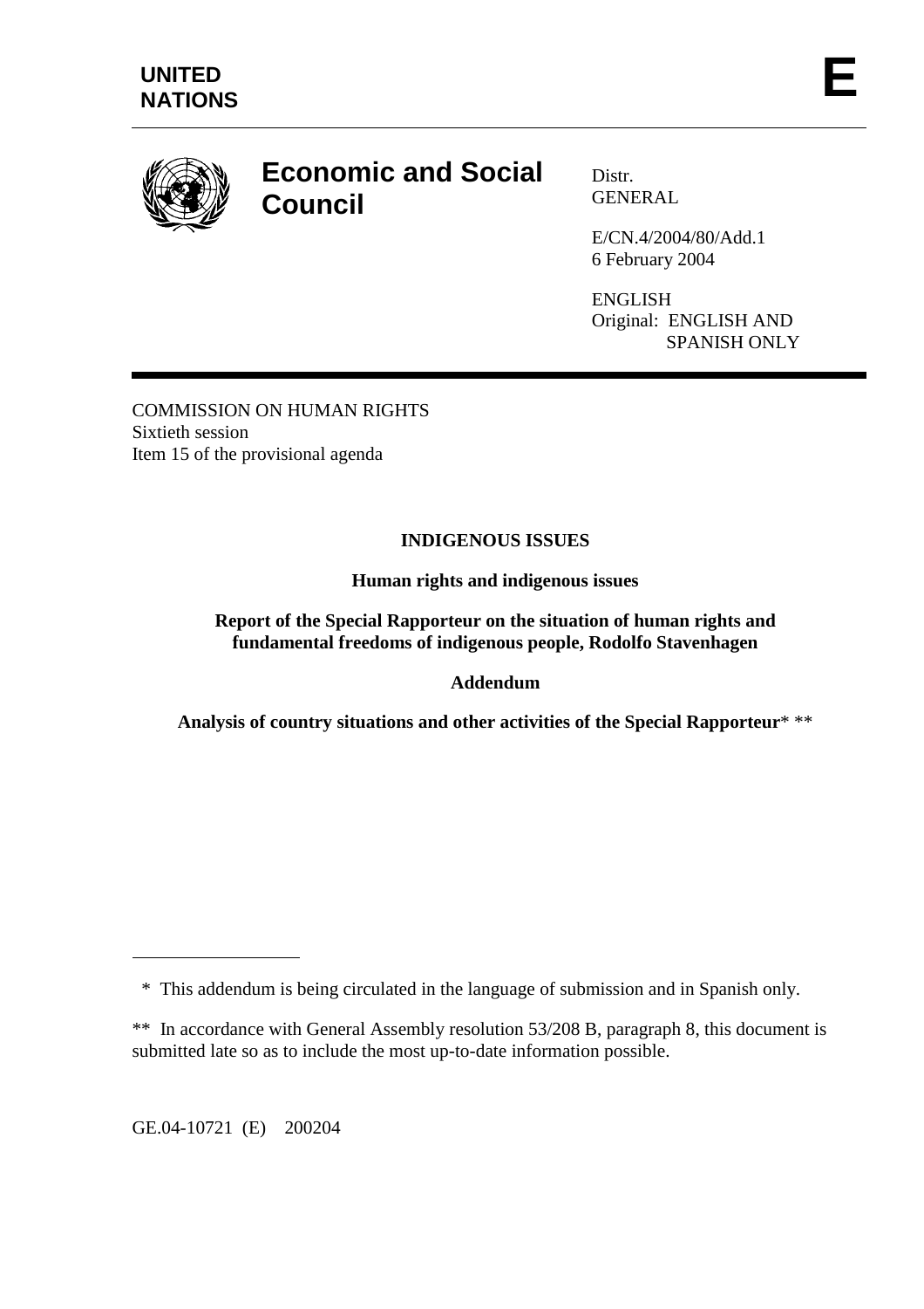**UNITED NATIONS**

**E**

# Economic and Social Council

Distr.
GENERAL

E/CN.4/2004/80/Add.1
6 February 2004

ENGLISH
Original: ENGLISH AND SPANISH ONLY

COMMISSION ON HUMAN RIGHTS
Sixtieth session
Item 15 of the provisional agenda

**INDIGENOUS ISSUES**

**Human rights and indigenous issues**

**Report of the Special Rapporteur on the situation of human rights and fundamental freedoms of indigenous people, Rodolfo Stavenhagen**

**Addendum**

**Analysis of country situations and other activities of the Special Rapporteur*** **

---

\* This addendum is being circulated in the language of submission and in Spanish only.

\*\* In accordance with General Assembly resolution 53/208 B, paragraph 8, this document is submitted late so as to include the most up-to-date information possible.

GE.04-10721 (E) 200204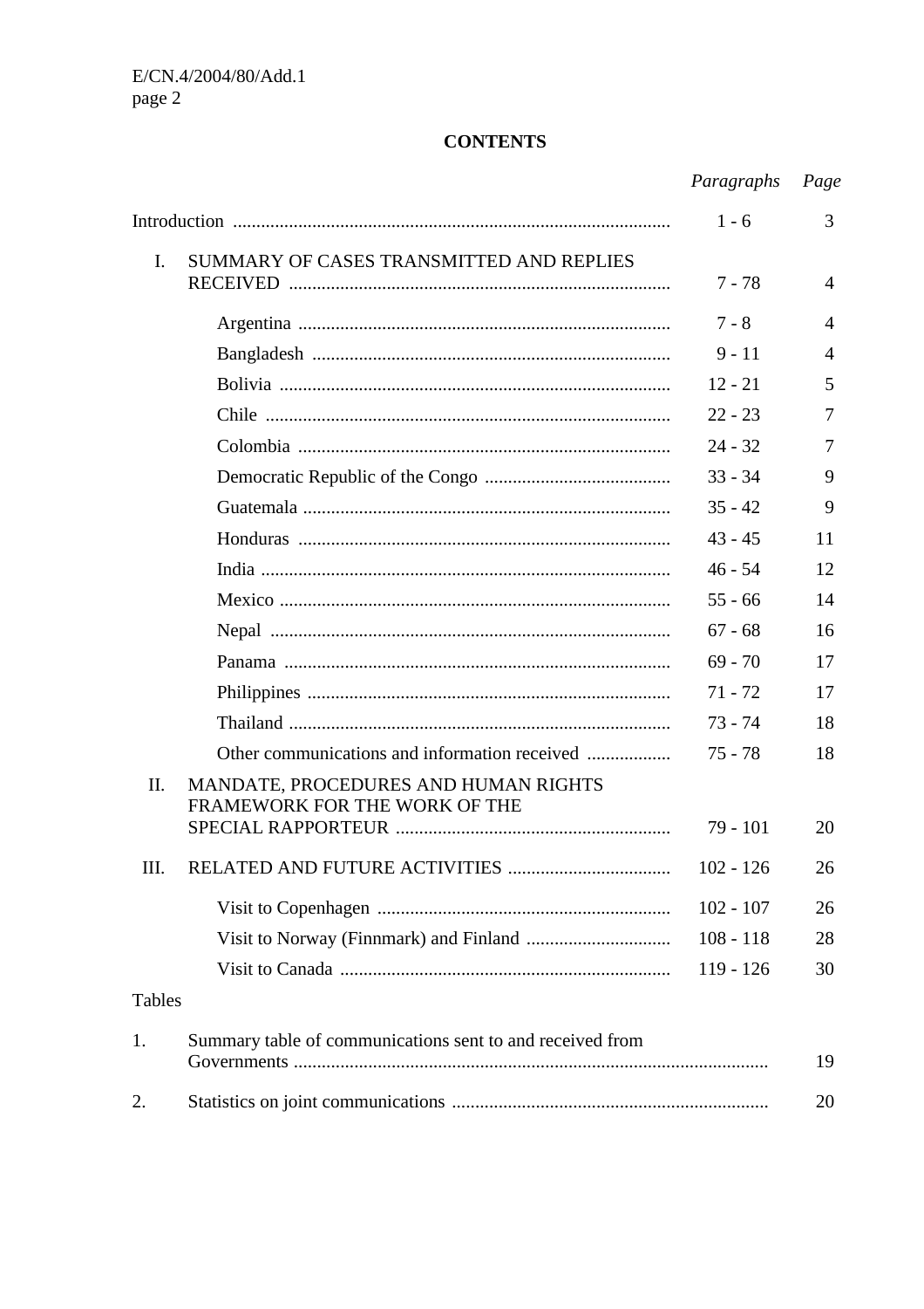**CONTENTS**

| | | *Paragraphs* | *Page* |
|---|---|---|---|
| Introduction | | 1 - 6 | 3 |
| I. | SUMMARY OF CASES TRANSMITTED AND REPLIES RECEIVED | 7 - 78 | 4 |
| | Argentina | 7 - 8 | 4 |
| | Bangladesh | 9 - 11 | 4 |
| | Bolivia | 12 - 21 | 5 |
| | Chile | 22 - 23 | 7 |
| | Colombia | 24 - 32 | 7 |
| | Democratic Republic of the Congo | 33 - 34 | 9 |
| | Guatemala | 35 - 42 | 9 |
| | Honduras | 43 - 45 | 11 |
| | India | 46 - 54 | 12 |
| | Mexico | 55 - 66 | 14 |
| | Nepal | 67 - 68 | 16 |
| | Panama | 69 - 70 | 17 |
| | Philippines | 71 - 72 | 17 |
| | Thailand | 73 - 74 | 18 |
| | Other communications and information received | 75 - 78 | 18 |
| II. | MANDATE, PROCEDURES AND HUMAN RIGHTS FRAMEWORK FOR THE WORK OF THE SPECIAL RAPPORTEUR | 79 - 101 | 20 |
| III. | RELATED AND FUTURE ACTIVITIES | 102 - 126 | 26 |
| | Visit to Copenhagen | 102 - 107 | 26 |
| | Visit to Norway (Finnmark) and Finland | 108 - 118 | 28 |
| | Visit to Canada | 119 - 126 | 30 |

Tables

| | | *Page* |
|---|---|---|
| 1. | Summary table of communications sent to and received from Governments | 19 |
| 2. | Statistics on joint communications | 20 |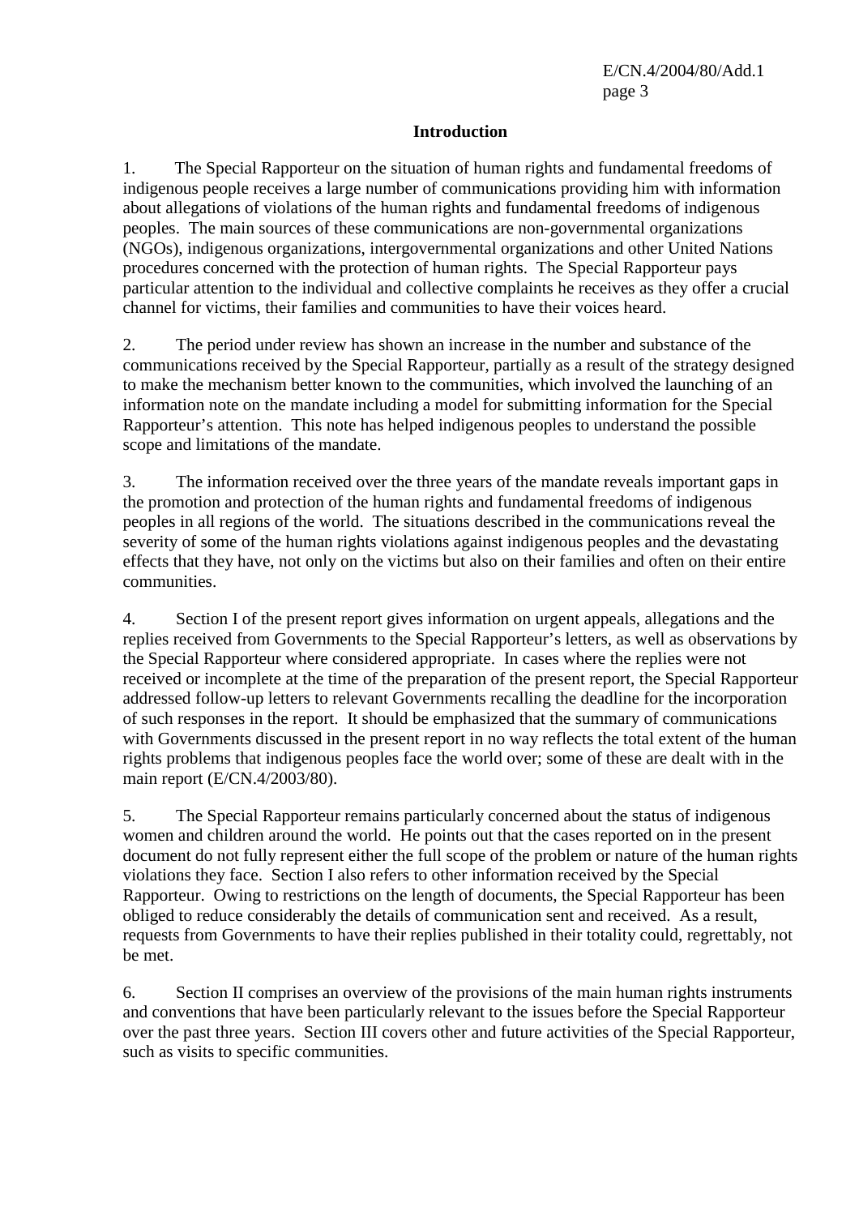## Introduction

1. The Special Rapporteur on the situation of human rights and fundamental freedoms of indigenous people receives a large number of communications providing him with information about allegations of violations of the human rights and fundamental freedoms of indigenous peoples. The main sources of these communications are non-governmental organizations (NGOs), indigenous organizations, intergovernmental organizations and other United Nations procedures concerned with the protection of human rights. The Special Rapporteur pays particular attention to the individual and collective complaints he receives as they offer a crucial channel for victims, their families and communities to have their voices heard.

2. The period under review has shown an increase in the number and substance of the communications received by the Special Rapporteur, partially as a result of the strategy designed to make the mechanism better known to the communities, which involved the launching of an information note on the mandate including a model for submitting information for the Special Rapporteur's attention. This note has helped indigenous peoples to understand the possible scope and limitations of the mandate.

3. The information received over the three years of the mandate reveals important gaps in the promotion and protection of the human rights and fundamental freedoms of indigenous peoples in all regions of the world. The situations described in the communications reveal the severity of some of the human rights violations against indigenous peoples and the devastating effects that they have, not only on the victims but also on their families and often on their entire communities.

4. Section I of the present report gives information on urgent appeals, allegations and the replies received from Governments to the Special Rapporteur's letters, as well as observations by the Special Rapporteur where considered appropriate. In cases where the replies were not received or incomplete at the time of the preparation of the present report, the Special Rapporteur addressed follow-up letters to relevant Governments recalling the deadline for the incorporation of such responses in the report. It should be emphasized that the summary of communications with Governments discussed in the present report in no way reflects the total extent of the human rights problems that indigenous peoples face the world over; some of these are dealt with in the main report (E/CN.4/2003/80).

5. The Special Rapporteur remains particularly concerned about the status of indigenous women and children around the world. He points out that the cases reported on in the present document do not fully represent either the full scope of the problem or nature of the human rights violations they face. Section I also refers to other information received by the Special Rapporteur. Owing to restrictions on the length of documents, the Special Rapporteur has been obliged to reduce considerably the details of communication sent and received. As a result, requests from Governments to have their replies published in their totality could, regrettably, not be met.

6. Section II comprises an overview of the provisions of the main human rights instruments and conventions that have been particularly relevant to the issues before the Special Rapporteur over the past three years. Section III covers other and future activities of the Special Rapporteur, such as visits to specific communities.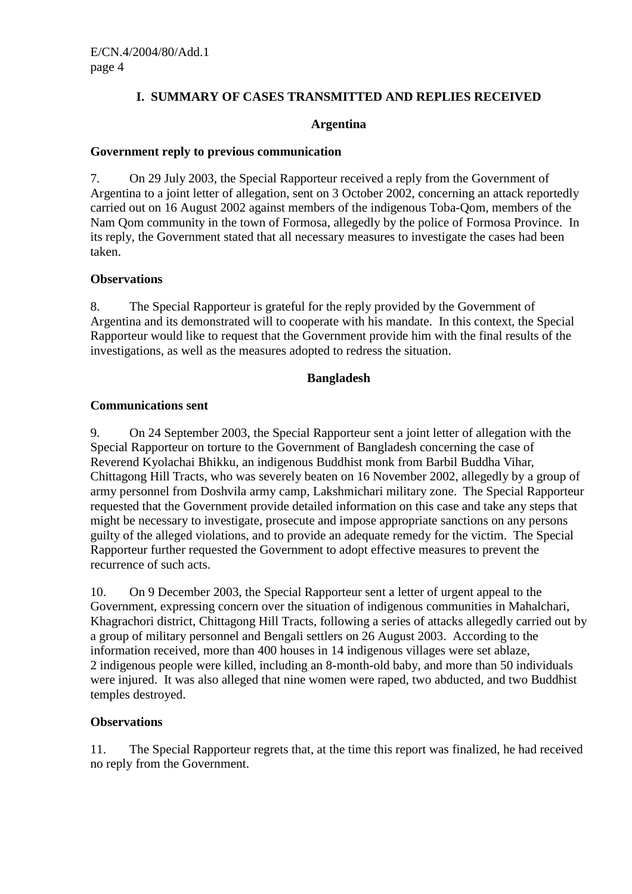## I. SUMMARY OF CASES TRANSMITTED AND REPLIES RECEIVED

### Argentina

**Government reply to previous communication**

7. On 29 July 2003, the Special Rapporteur received a reply from the Government of Argentina to a joint letter of allegation, sent on 3 October 2002, concerning an attack reportedly carried out on 16 August 2002 against members of the indigenous Toba-Qom, members of the Nam Qom community in the town of Formosa, allegedly by the police of Formosa Province. In its reply, the Government stated that all necessary measures to investigate the cases had been taken.

**Observations**

8. The Special Rapporteur is grateful for the reply provided by the Government of Argentina and its demonstrated will to cooperate with his mandate. In this context, the Special Rapporteur would like to request that the Government provide him with the final results of the investigations, as well as the measures adopted to redress the situation.

### Bangladesh

**Communications sent**

9. On 24 September 2003, the Special Rapporteur sent a joint letter of allegation with the Special Rapporteur on torture to the Government of Bangladesh concerning the case of Reverend Kyolachai Bhikku, an indigenous Buddhist monk from Barbil Buddha Vihar, Chittagong Hill Tracts, who was severely beaten on 16 November 2002, allegedly by a group of army personnel from Doshvila army camp, Lakshmichari military zone. The Special Rapporteur requested that the Government provide detailed information on this case and take any steps that might be necessary to investigate, prosecute and impose appropriate sanctions on any persons guilty of the alleged violations, and to provide an adequate remedy for the victim. The Special Rapporteur further requested the Government to adopt effective measures to prevent the recurrence of such acts.

10. On 9 December 2003, the Special Rapporteur sent a letter of urgent appeal to the Government, expressing concern over the situation of indigenous communities in Mahalchari, Khagrachori district, Chittagong Hill Tracts, following a series of attacks allegedly carried out by a group of military personnel and Bengali settlers on 26 August 2003. According to the information received, more than 400 houses in 14 indigenous villages were set ablaze, 2 indigenous people were killed, including an 8-month-old baby, and more than 50 individuals were injured. It was also alleged that nine women were raped, two abducted, and two Buddhist temples destroyed.

**Observations**

11. The Special Rapporteur regrets that, at the time this report was finalized, he had received no reply from the Government.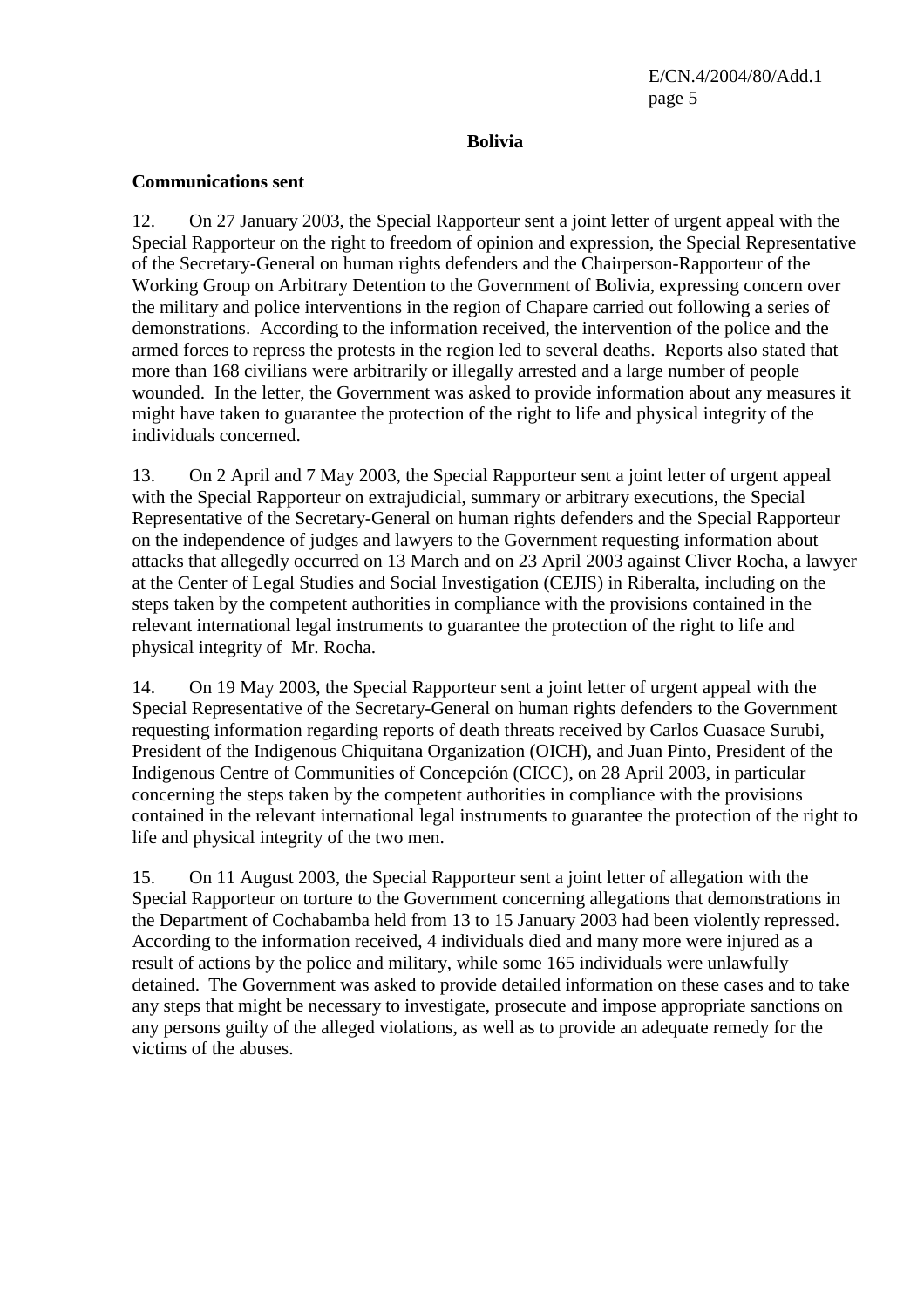## Bolivia

### Communications sent

12. On 27 January 2003, the Special Rapporteur sent a joint letter of urgent appeal with the Special Rapporteur on the right to freedom of opinion and expression, the Special Representative of the Secretary-General on human rights defenders and the Chairperson-Rapporteur of the Working Group on Arbitrary Detention to the Government of Bolivia, expressing concern over the military and police interventions in the region of Chapare carried out following a series of demonstrations. According to the information received, the intervention of the police and the armed forces to repress the protests in the region led to several deaths. Reports also stated that more than 168 civilians were arbitrarily or illegally arrested and a large number of people wounded. In the letter, the Government was asked to provide information about any measures it might have taken to guarantee the protection of the right to life and physical integrity of the individuals concerned.

13. On 2 April and 7 May 2003, the Special Rapporteur sent a joint letter of urgent appeal with the Special Rapporteur on extrajudicial, summary or arbitrary executions, the Special Representative of the Secretary-General on human rights defenders and the Special Rapporteur on the independence of judges and lawyers to the Government requesting information about attacks that allegedly occurred on 13 March and on 23 April 2003 against Cliver Rocha, a lawyer at the Center of Legal Studies and Social Investigation (CEJIS) in Riberalta, including on the steps taken by the competent authorities in compliance with the provisions contained in the relevant international legal instruments to guarantee the protection of the right to life and physical integrity of Mr. Rocha.

14. On 19 May 2003, the Special Rapporteur sent a joint letter of urgent appeal with the Special Representative of the Secretary-General on human rights defenders to the Government requesting information regarding reports of death threats received by Carlos Cuasace Surubi, President of the Indigenous Chiquitana Organization (OICH), and Juan Pinto, President of the Indigenous Centre of Communities of Concepción (CICC), on 28 April 2003, in particular concerning the steps taken by the competent authorities in compliance with the provisions contained in the relevant international legal instruments to guarantee the protection of the right to life and physical integrity of the two men.

15. On 11 August 2003, the Special Rapporteur sent a joint letter of allegation with the Special Rapporteur on torture to the Government concerning allegations that demonstrations in the Department of Cochabamba held from 13 to 15 January 2003 had been violently repressed. According to the information received, 4 individuals died and many more were injured as a result of actions by the police and military, while some 165 individuals were unlawfully detained. The Government was asked to provide detailed information on these cases and to take any steps that might be necessary to investigate, prosecute and impose appropriate sanctions on any persons guilty of the alleged violations, as well as to provide an adequate remedy for the victims of the abuses.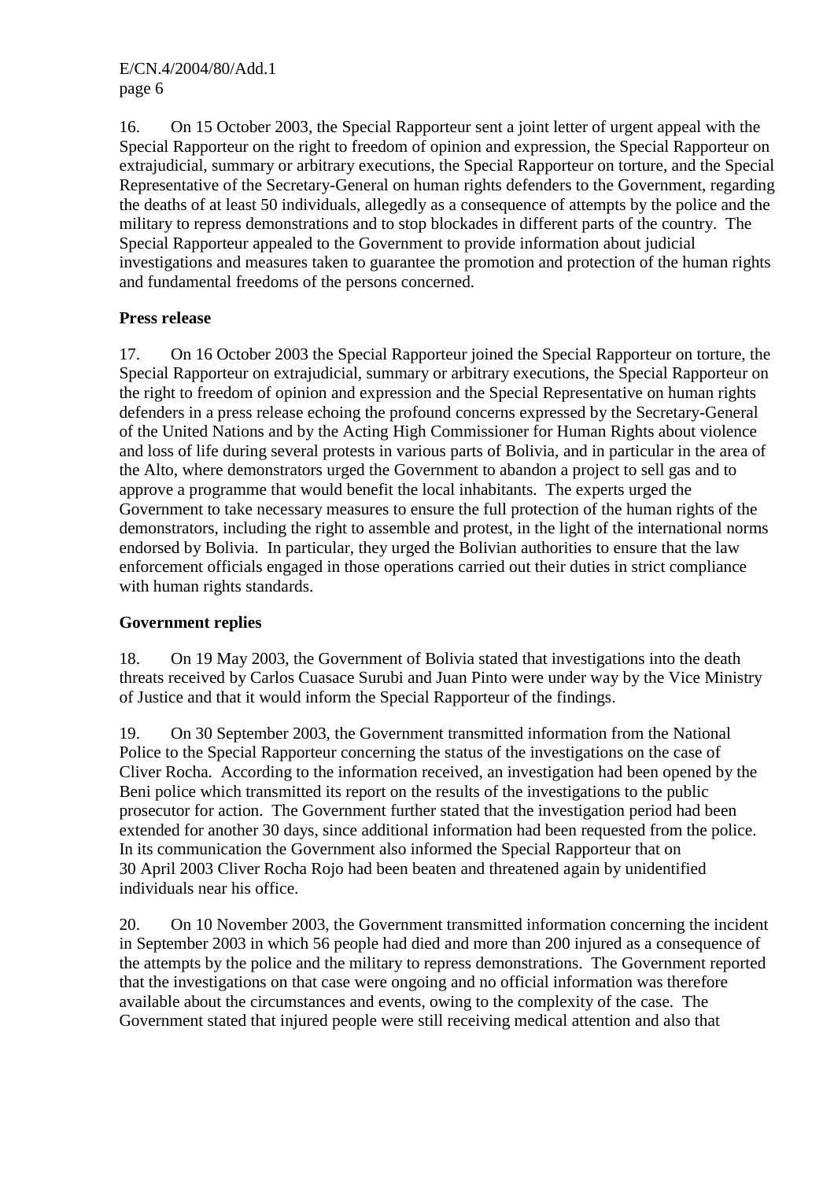16. On 15 October 2003, the Special Rapporteur sent a joint letter of urgent appeal with the Special Rapporteur on the right to freedom of opinion and expression, the Special Rapporteur on extrajudicial, summary or arbitrary executions, the Special Rapporteur on torture, and the Special Representative of the Secretary-General on human rights defenders to the Government, regarding the deaths of at least 50 individuals, allegedly as a consequence of attempts by the police and the military to repress demonstrations and to stop blockades in different parts of the country. The Special Rapporteur appealed to the Government to provide information about judicial investigations and measures taken to guarantee the promotion and protection of the human rights and fundamental freedoms of the persons concerned.

**Press release**

17. On 16 October 2003 the Special Rapporteur joined the Special Rapporteur on torture, the Special Rapporteur on extrajudicial, summary or arbitrary executions, the Special Rapporteur on the right to freedom of opinion and expression and the Special Representative on human rights defenders in a press release echoing the profound concerns expressed by the Secretary-General of the United Nations and by the Acting High Commissioner for Human Rights about violence and loss of life during several protests in various parts of Bolivia, and in particular in the area of the Alto, where demonstrators urged the Government to abandon a project to sell gas and to approve a programme that would benefit the local inhabitants. The experts urged the Government to take necessary measures to ensure the full protection of the human rights of the demonstrators, including the right to assemble and protest, in the light of the international norms endorsed by Bolivia. In particular, they urged the Bolivian authorities to ensure that the law enforcement officials engaged in those operations carried out their duties in strict compliance with human rights standards.

**Government replies**

18. On 19 May 2003, the Government of Bolivia stated that investigations into the death threats received by Carlos Cuasace Surubi and Juan Pinto were under way by the Vice Ministry of Justice and that it would inform the Special Rapporteur of the findings.

19. On 30 September 2003, the Government transmitted information from the National Police to the Special Rapporteur concerning the status of the investigations on the case of Cliver Rocha. According to the information received, an investigation had been opened by the Beni police which transmitted its report on the results of the investigations to the public prosecutor for action. The Government further stated that the investigation period had been extended for another 30 days, since additional information had been requested from the police. In its communication the Government also informed the Special Rapporteur that on 30 April 2003 Cliver Rocha Rojo had been beaten and threatened again by unidentified individuals near his office.

20. On 10 November 2003, the Government transmitted information concerning the incident in September 2003 in which 56 people had died and more than 200 injured as a consequence of the attempts by the police and the military to repress demonstrations. The Government reported that the investigations on that case were ongoing and no official information was therefore available about the circumstances and events, owing to the complexity of the case. The Government stated that injured people were still receiving medical attention and also that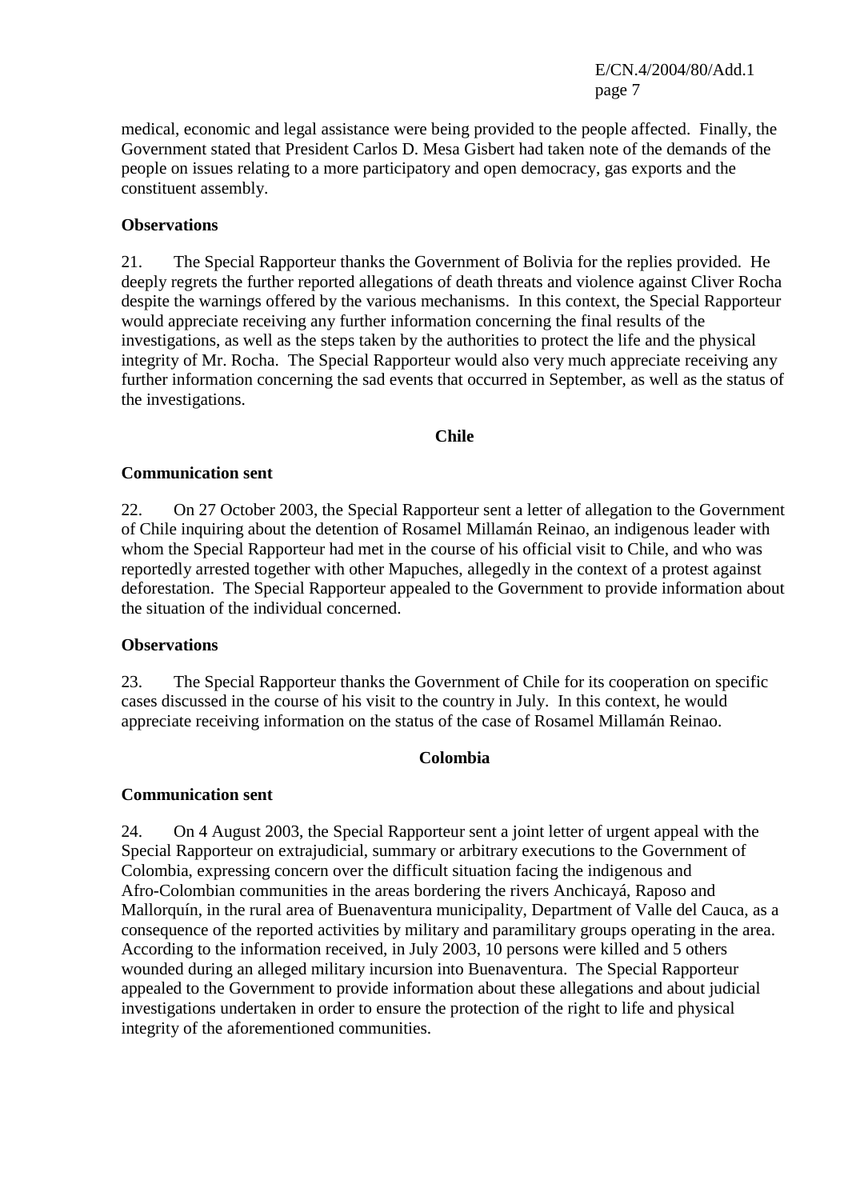medical, economic and legal assistance were being provided to the people affected. Finally, the Government stated that President Carlos D. Mesa Gisbert had taken note of the demands of the people on issues relating to a more participatory and open democracy, gas exports and the constituent assembly.

**Observations**

21. The Special Rapporteur thanks the Government of Bolivia for the replies provided. He deeply regrets the further reported allegations of death threats and violence against Cliver Rocha despite the warnings offered by the various mechanisms. In this context, the Special Rapporteur would appreciate receiving any further information concerning the final results of the investigations, as well as the steps taken by the authorities to protect the life and the physical integrity of Mr. Rocha. The Special Rapporteur would also very much appreciate receiving any further information concerning the sad events that occurred in September, as well as the status of the investigations.

## Chile

**Communication sent**

22. On 27 October 2003, the Special Rapporteur sent a letter of allegation to the Government of Chile inquiring about the detention of Rosamel Millamán Reinao, an indigenous leader with whom the Special Rapporteur had met in the course of his official visit to Chile, and who was reportedly arrested together with other Mapuches, allegedly in the context of a protest against deforestation. The Special Rapporteur appealed to the Government to provide information about the situation of the individual concerned.

**Observations**

23. The Special Rapporteur thanks the Government of Chile for its cooperation on specific cases discussed in the course of his visit to the country in July. In this context, he would appreciate receiving information on the status of the case of Rosamel Millamán Reinao.

## Colombia

**Communication sent**

24. On 4 August 2003, the Special Rapporteur sent a joint letter of urgent appeal with the Special Rapporteur on extrajudicial, summary or arbitrary executions to the Government of Colombia, expressing concern over the difficult situation facing the indigenous and Afro-Colombian communities in the areas bordering the rivers Anchicayá, Raposo and Mallorquín, in the rural area of Buenaventura municipality, Department of Valle del Cauca, as a consequence of the reported activities by military and paramilitary groups operating in the area. According to the information received, in July 2003, 10 persons were killed and 5 others wounded during an alleged military incursion into Buenaventura. The Special Rapporteur appealed to the Government to provide information about these allegations and about judicial investigations undertaken in order to ensure the protection of the right to life and physical integrity of the aforementioned communities.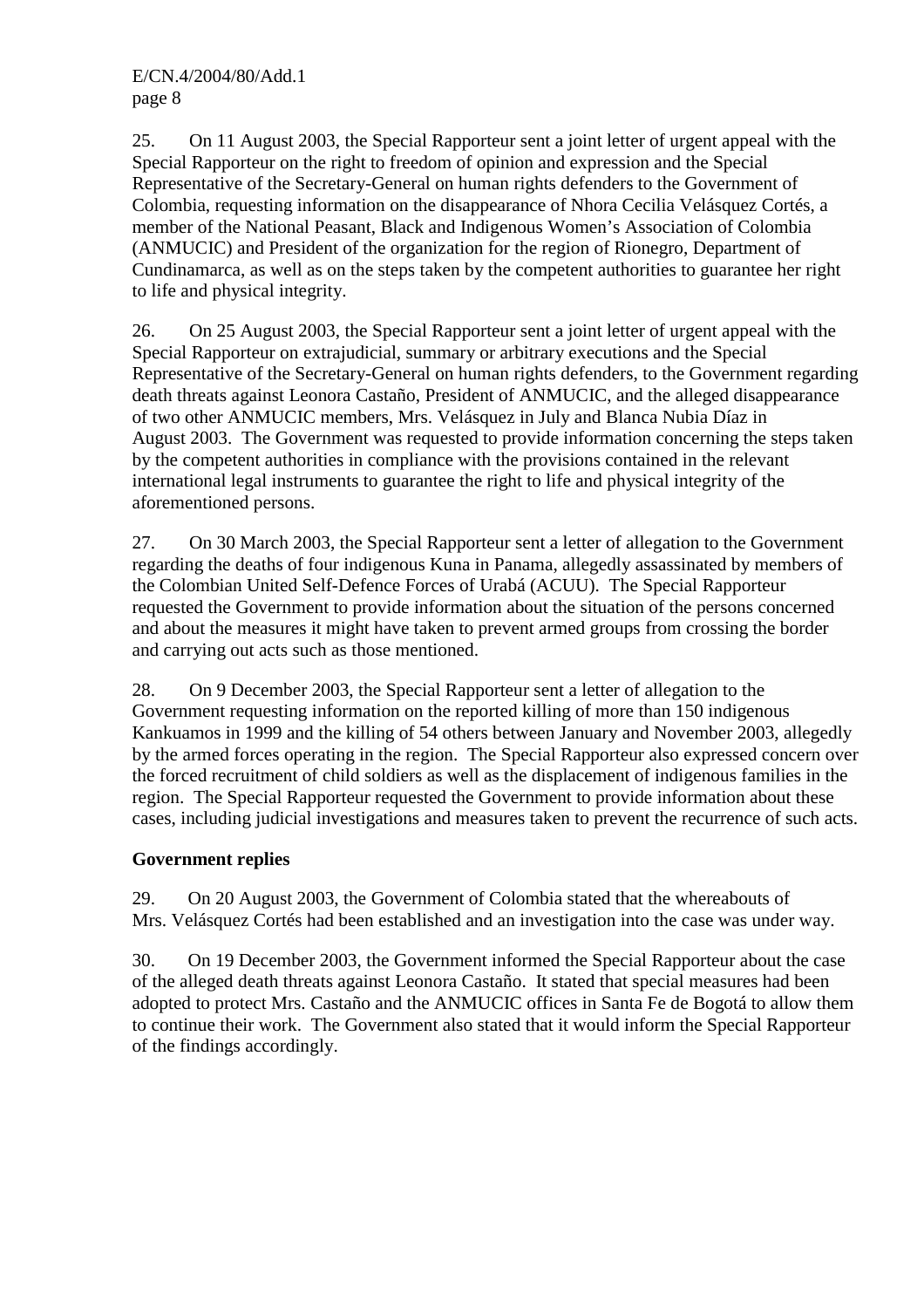25. On 11 August 2003, the Special Rapporteur sent a joint letter of urgent appeal with the Special Rapporteur on the right to freedom of opinion and expression and the Special Representative of the Secretary-General on human rights defenders to the Government of Colombia, requesting information on the disappearance of Nhora Cecilia Velásquez Cortés, a member of the National Peasant, Black and Indigenous Women's Association of Colombia (ANMUCIC) and President of the organization for the region of Rionegro, Department of Cundinamarca, as well as on the steps taken by the competent authorities to guarantee her right to life and physical integrity.

26. On 25 August 2003, the Special Rapporteur sent a joint letter of urgent appeal with the Special Rapporteur on extrajudicial, summary or arbitrary executions and the Special Representative of the Secretary-General on human rights defenders, to the Government regarding death threats against Leonora Castaño, President of ANMUCIC, and the alleged disappearance of two other ANMUCIC members, Mrs. Velásquez in July and Blanca Nubia Díaz in August 2003. The Government was requested to provide information concerning the steps taken by the competent authorities in compliance with the provisions contained in the relevant international legal instruments to guarantee the right to life and physical integrity of the aforementioned persons.

27. On 30 March 2003, the Special Rapporteur sent a letter of allegation to the Government regarding the deaths of four indigenous Kuna in Panama, allegedly assassinated by members of the Colombian United Self-Defence Forces of Urabá (ACUU). The Special Rapporteur requested the Government to provide information about the situation of the persons concerned and about the measures it might have taken to prevent armed groups from crossing the border and carrying out acts such as those mentioned.

28. On 9 December 2003, the Special Rapporteur sent a letter of allegation to the Government requesting information on the reported killing of more than 150 indigenous Kankuamos in 1999 and the killing of 54 others between January and November 2003, allegedly by the armed forces operating in the region. The Special Rapporteur also expressed concern over the forced recruitment of child soldiers as well as the displacement of indigenous families in the region. The Special Rapporteur requested the Government to provide information about these cases, including judicial investigations and measures taken to prevent the recurrence of such acts.

**Government replies**

29. On 20 August 2003, the Government of Colombia stated that the whereabouts of Mrs. Velásquez Cortés had been established and an investigation into the case was under way.

30. On 19 December 2003, the Government informed the Special Rapporteur about the case of the alleged death threats against Leonora Castaño. It stated that special measures had been adopted to protect Mrs. Castaño and the ANMUCIC offices in Santa Fe de Bogotá to allow them to continue their work. The Government also stated that it would inform the Special Rapporteur of the findings accordingly.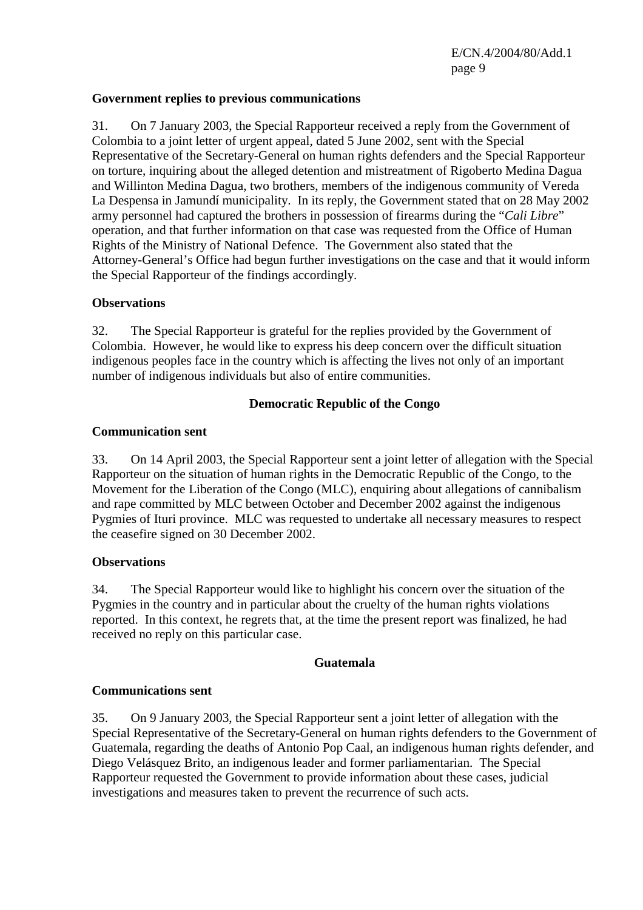**Government replies to previous communications**

31. On 7 January 2003, the Special Rapporteur received a reply from the Government of Colombia to a joint letter of urgent appeal, dated 5 June 2002, sent with the Special Representative of the Secretary-General on human rights defenders and the Special Rapporteur on torture, inquiring about the alleged detention and mistreatment of Rigoberto Medina Dagua and Willinton Medina Dagua, two brothers, members of the indigenous community of Vereda La Despensa in Jamundí municipality. In its reply, the Government stated that on 28 May 2002 army personnel had captured the brothers in possession of firearms during the "*Cali Libre*" operation, and that further information on that case was requested from the Office of Human Rights of the Ministry of National Defence. The Government also stated that the Attorney-General's Office had begun further investigations on the case and that it would inform the Special Rapporteur of the findings accordingly.

**Observations**

32. The Special Rapporteur is grateful for the replies provided by the Government of Colombia. However, he would like to express his deep concern over the difficult situation indigenous peoples face in the country which is affecting the lives not only of an important number of indigenous individuals but also of entire communities.

## Democratic Republic of the Congo

**Communication sent**

33. On 14 April 2003, the Special Rapporteur sent a joint letter of allegation with the Special Rapporteur on the situation of human rights in the Democratic Republic of the Congo, to the Movement for the Liberation of the Congo (MLC), enquiring about allegations of cannibalism and rape committed by MLC between October and December 2002 against the indigenous Pygmies of Ituri province. MLC was requested to undertake all necessary measures to respect the ceasefire signed on 30 December 2002.

**Observations**

34. The Special Rapporteur would like to highlight his concern over the situation of the Pygmies in the country and in particular about the cruelty of the human rights violations reported. In this context, he regrets that, at the time the present report was finalized, he had received no reply on this particular case.

## Guatemala

**Communications sent**

35. On 9 January 2003, the Special Rapporteur sent a joint letter of allegation with the Special Representative of the Secretary-General on human rights defenders to the Government of Guatemala, regarding the deaths of Antonio Pop Caal, an indigenous human rights defender, and Diego Velásquez Brito, an indigenous leader and former parliamentarian. The Special Rapporteur requested the Government to provide information about these cases, judicial investigations and measures taken to prevent the recurrence of such acts.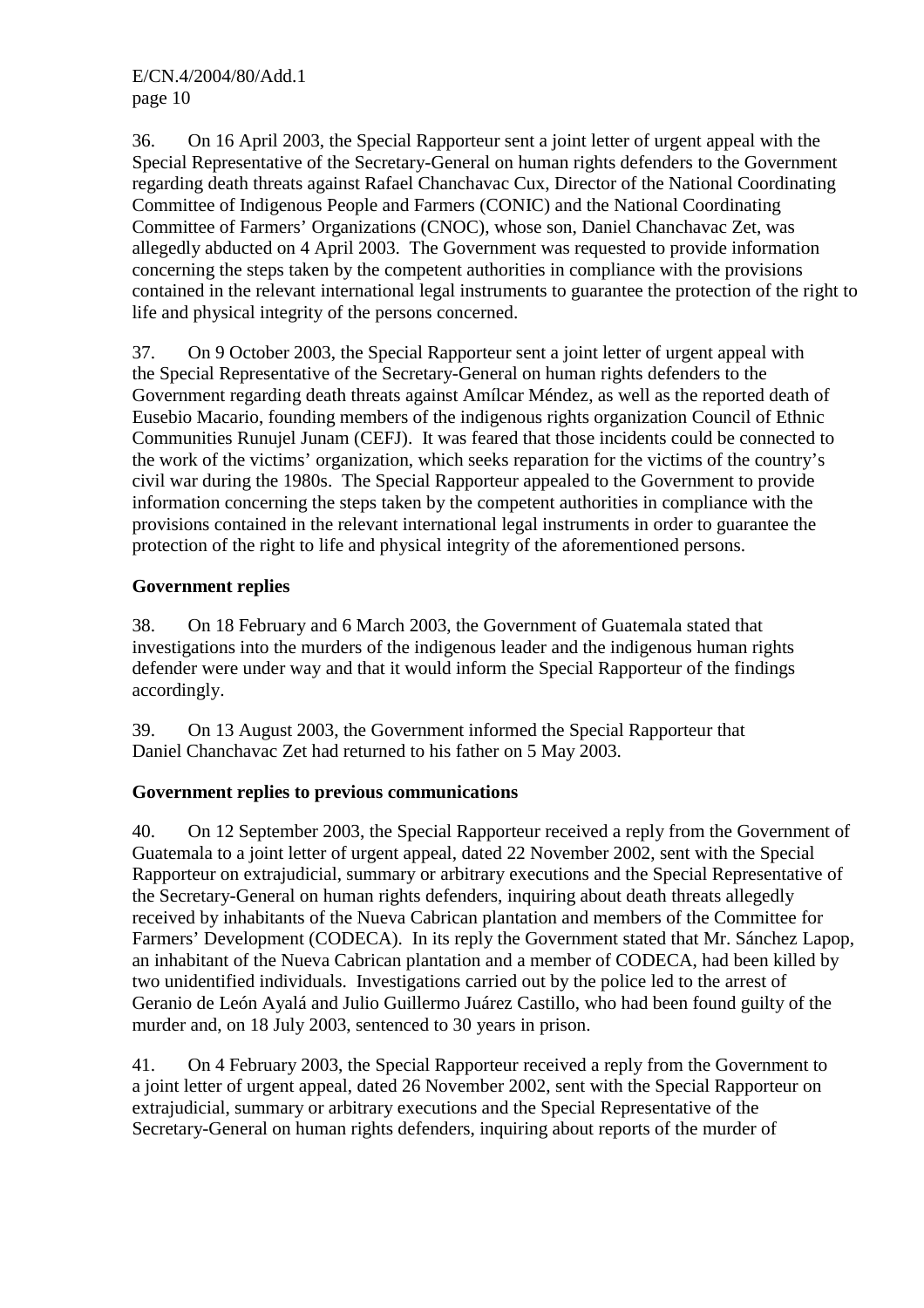36. On 16 April 2003, the Special Rapporteur sent a joint letter of urgent appeal with the Special Representative of the Secretary-General on human rights defenders to the Government regarding death threats against Rafael Chanchavac Cux, Director of the National Coordinating Committee of Indigenous People and Farmers (CONIC) and the National Coordinating Committee of Farmers' Organizations (CNOC), whose son, Daniel Chanchavac Zet, was allegedly abducted on 4 April 2003. The Government was requested to provide information concerning the steps taken by the competent authorities in compliance with the provisions contained in the relevant international legal instruments to guarantee the protection of the right to life and physical integrity of the persons concerned.

37. On 9 October 2003, the Special Rapporteur sent a joint letter of urgent appeal with the Special Representative of the Secretary-General on human rights defenders to the Government regarding death threats against Amílcar Méndez, as well as the reported death of Eusebio Macario, founding members of the indigenous rights organization Council of Ethnic Communities Runujel Junam (CEFJ). It was feared that those incidents could be connected to the work of the victims' organization, which seeks reparation for the victims of the country's civil war during the 1980s. The Special Rapporteur appealed to the Government to provide information concerning the steps taken by the competent authorities in compliance with the provisions contained in the relevant international legal instruments in order to guarantee the protection of the right to life and physical integrity of the aforementioned persons.

**Government replies**

38. On 18 February and 6 March 2003, the Government of Guatemala stated that investigations into the murders of the indigenous leader and the indigenous human rights defender were under way and that it would inform the Special Rapporteur of the findings accordingly.

39. On 13 August 2003, the Government informed the Special Rapporteur that Daniel Chanchavac Zet had returned to his father on 5 May 2003.

**Government replies to previous communications**

40. On 12 September 2003, the Special Rapporteur received a reply from the Government of Guatemala to a joint letter of urgent appeal, dated 22 November 2002, sent with the Special Rapporteur on extrajudicial, summary or arbitrary executions and the Special Representative of the Secretary-General on human rights defenders, inquiring about death threats allegedly received by inhabitants of the Nueva Cabrican plantation and members of the Committee for Farmers' Development (CODECA). In its reply the Government stated that Mr. Sánchez Lapop, an inhabitant of the Nueva Cabrican plantation and a member of CODECA, had been killed by two unidentified individuals. Investigations carried out by the police led to the arrest of Geranio de León Ayalá and Julio Guillermo Juárez Castillo, who had been found guilty of the murder and, on 18 July 2003, sentenced to 30 years in prison.

41. On 4 February 2003, the Special Rapporteur received a reply from the Government to a joint letter of urgent appeal, dated 26 November 2002, sent with the Special Rapporteur on extrajudicial, summary or arbitrary executions and the Special Representative of the Secretary-General on human rights defenders, inquiring about reports of the murder of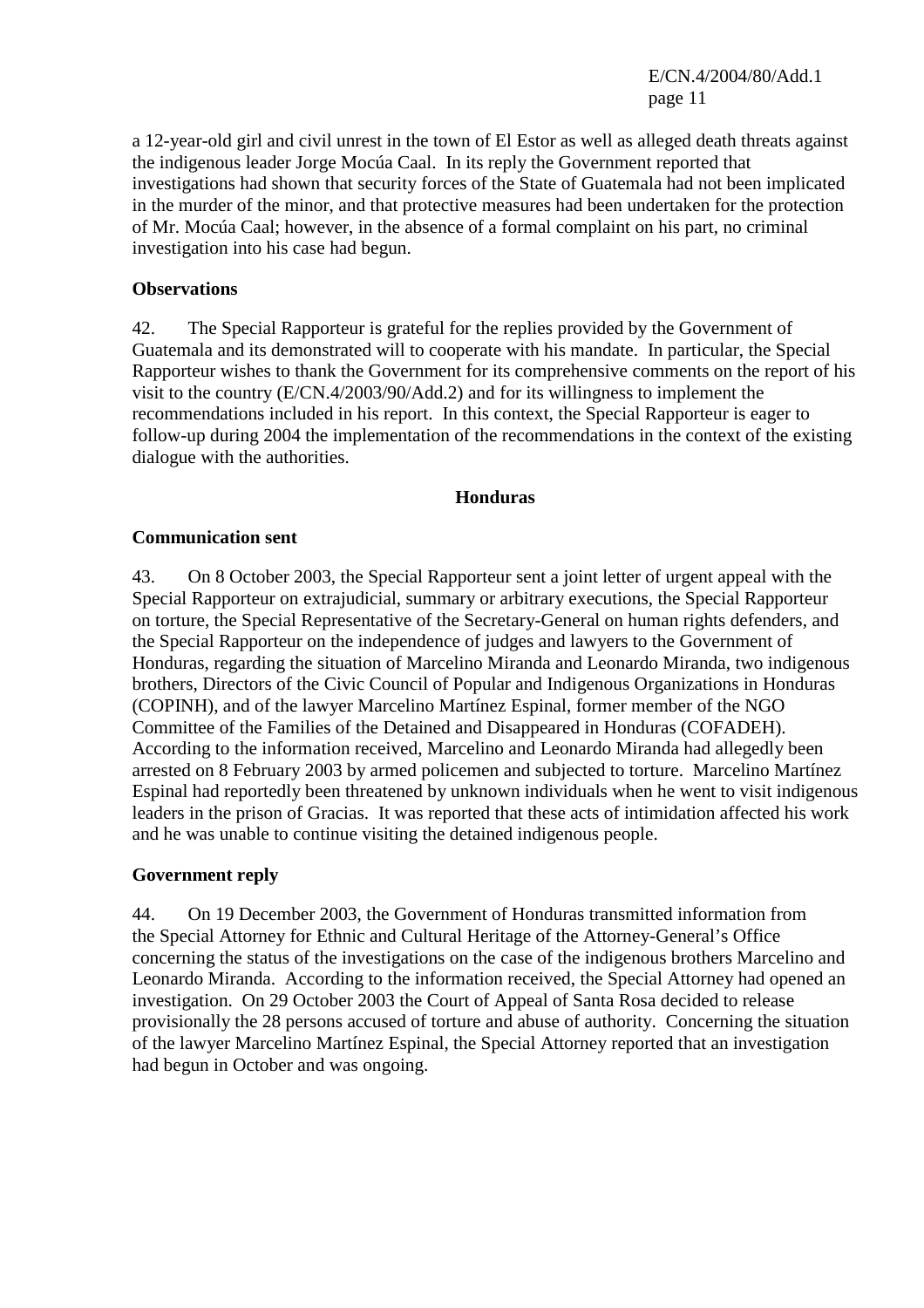a 12-year-old girl and civil unrest in the town of El Estor as well as alleged death threats against the indigenous leader Jorge Mocúa Caal. In its reply the Government reported that investigations had shown that security forces of the State of Guatemala had not been implicated in the murder of the minor, and that protective measures had been undertaken for the protection of Mr. Mocúa Caal; however, in the absence of a formal complaint on his part, no criminal investigation into his case had begun.

**Observations**

42. The Special Rapporteur is grateful for the replies provided by the Government of Guatemala and its demonstrated will to cooperate with his mandate. In particular, the Special Rapporteur wishes to thank the Government for its comprehensive comments on the report of his visit to the country (E/CN.4/2003/90/Add.2) and for its willingness to implement the recommendations included in his report. In this context, the Special Rapporteur is eager to follow-up during 2004 the implementation of the recommendations in the context of the existing dialogue with the authorities.

## Honduras

**Communication sent**

43. On 8 October 2003, the Special Rapporteur sent a joint letter of urgent appeal with the Special Rapporteur on extrajudicial, summary or arbitrary executions, the Special Rapporteur on torture, the Special Representative of the Secretary-General on human rights defenders, and the Special Rapporteur on the independence of judges and lawyers to the Government of Honduras, regarding the situation of Marcelino Miranda and Leonardo Miranda, two indigenous brothers, Directors of the Civic Council of Popular and Indigenous Organizations in Honduras (COPINH), and of the lawyer Marcelino Martínez Espinal, former member of the NGO Committee of the Families of the Detained and Disappeared in Honduras (COFADEH). According to the information received, Marcelino and Leonardo Miranda had allegedly been arrested on 8 February 2003 by armed policemen and subjected to torture. Marcelino Martínez Espinal had reportedly been threatened by unknown individuals when he went to visit indigenous leaders in the prison of Gracias. It was reported that these acts of intimidation affected his work and he was unable to continue visiting the detained indigenous people.

**Government reply**

44. On 19 December 2003, the Government of Honduras transmitted information from the Special Attorney for Ethnic and Cultural Heritage of the Attorney-General's Office concerning the status of the investigations on the case of the indigenous brothers Marcelino and Leonardo Miranda. According to the information received, the Special Attorney had opened an investigation. On 29 October 2003 the Court of Appeal of Santa Rosa decided to release provisionally the 28 persons accused of torture and abuse of authority. Concerning the situation of the lawyer Marcelino Martínez Espinal, the Special Attorney reported that an investigation had begun in October and was ongoing.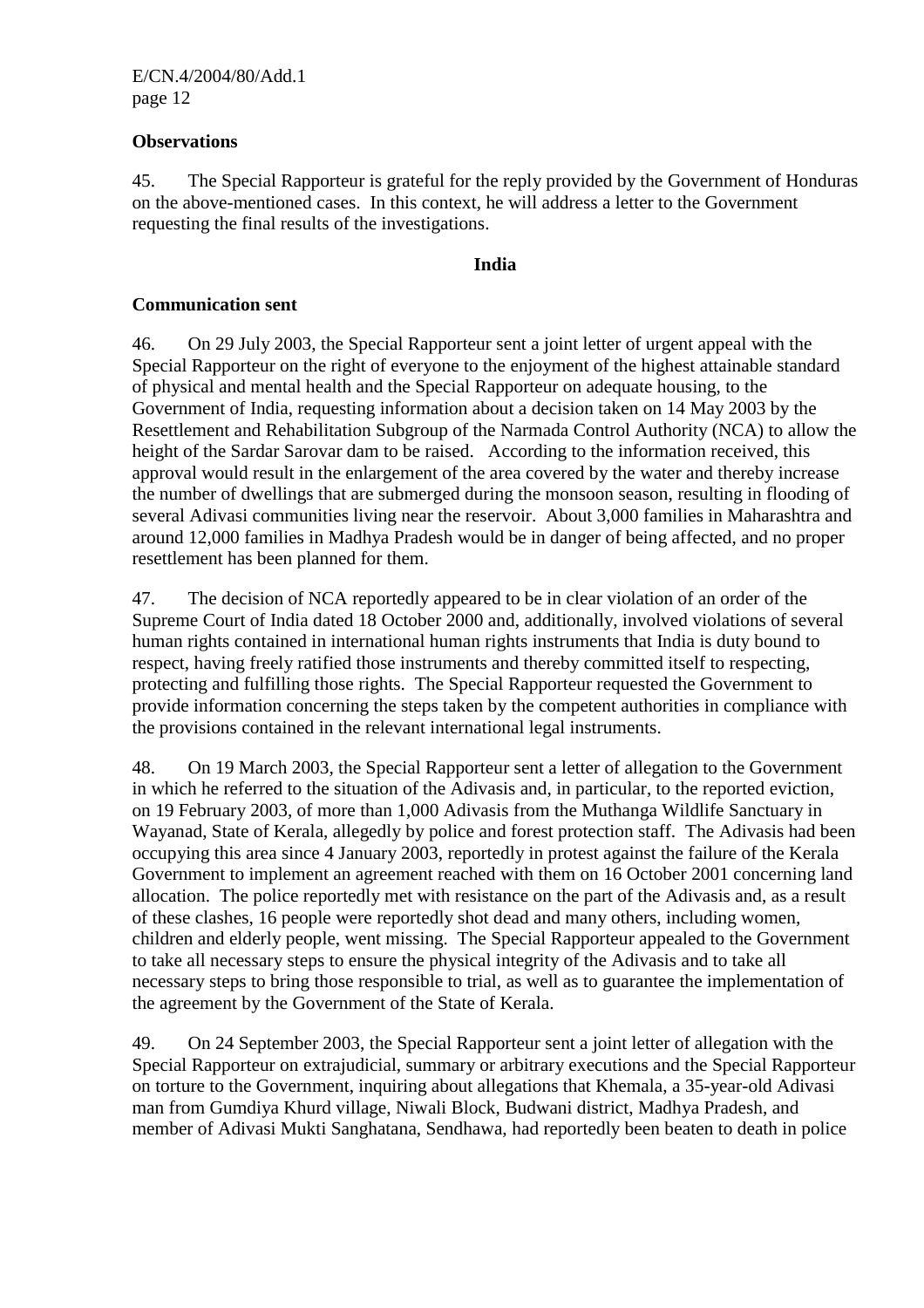**Observations**

45. The Special Rapporteur is grateful for the reply provided by the Government of Honduras on the above-mentioned cases. In this context, he will address a letter to the Government requesting the final results of the investigations.

**India**

**Communication sent**

46. On 29 July 2003, the Special Rapporteur sent a joint letter of urgent appeal with the Special Rapporteur on the right of everyone to the enjoyment of the highest attainable standard of physical and mental health and the Special Rapporteur on adequate housing, to the Government of India, requesting information about a decision taken on 14 May 2003 by the Resettlement and Rehabilitation Subgroup of the Narmada Control Authority (NCA) to allow the height of the Sardar Sarovar dam to be raised. According to the information received, this approval would result in the enlargement of the area covered by the water and thereby increase the number of dwellings that are submerged during the monsoon season, resulting in flooding of several Adivasi communities living near the reservoir. About 3,000 families in Maharashtra and around 12,000 families in Madhya Pradesh would be in danger of being affected, and no proper resettlement has been planned for them.

47. The decision of NCA reportedly appeared to be in clear violation of an order of the Supreme Court of India dated 18 October 2000 and, additionally, involved violations of several human rights contained in international human rights instruments that India is duty bound to respect, having freely ratified those instruments and thereby committed itself to respecting, protecting and fulfilling those rights. The Special Rapporteur requested the Government to provide information concerning the steps taken by the competent authorities in compliance with the provisions contained in the relevant international legal instruments.

48. On 19 March 2003, the Special Rapporteur sent a letter of allegation to the Government in which he referred to the situation of the Adivasis and, in particular, to the reported eviction, on 19 February 2003, of more than 1,000 Adivasis from the Muthanga Wildlife Sanctuary in Wayanad, State of Kerala, allegedly by police and forest protection staff. The Adivasis had been occupying this area since 4 January 2003, reportedly in protest against the failure of the Kerala Government to implement an agreement reached with them on 16 October 2001 concerning land allocation. The police reportedly met with resistance on the part of the Adivasis and, as a result of these clashes, 16 people were reportedly shot dead and many others, including women, children and elderly people, went missing. The Special Rapporteur appealed to the Government to take all necessary steps to ensure the physical integrity of the Adivasis and to take all necessary steps to bring those responsible to trial, as well as to guarantee the implementation of the agreement by the Government of the State of Kerala.

49. On 24 September 2003, the Special Rapporteur sent a joint letter of allegation with the Special Rapporteur on extrajudicial, summary or arbitrary executions and the Special Rapporteur on torture to the Government, inquiring about allegations that Khemala, a 35-year-old Adivasi man from Gumdiya Khurd village, Niwali Block, Budwani district, Madhya Pradesh, and member of Adivasi Mukti Sanghatana, Sendhawa, had reportedly been beaten to death in police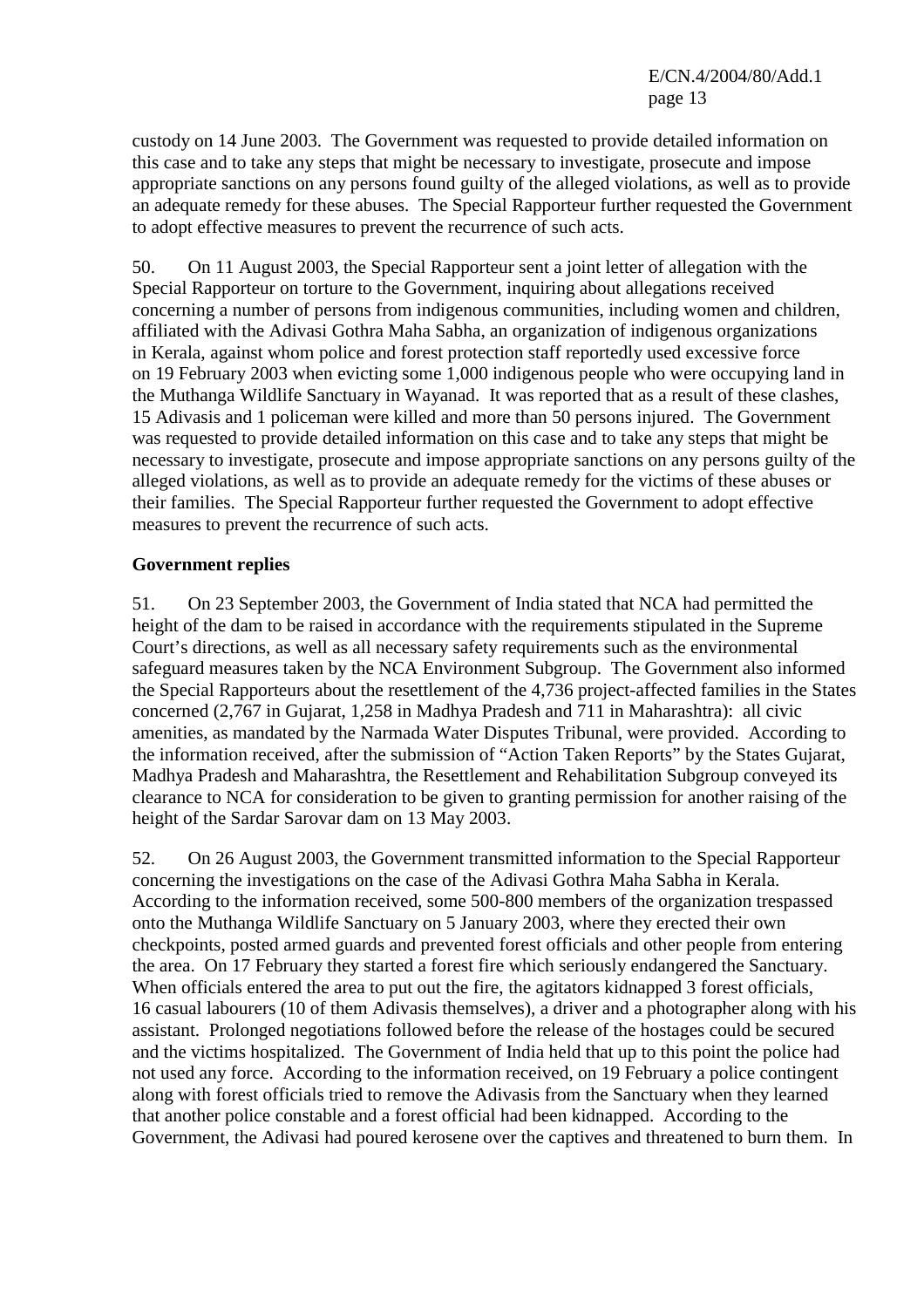custody on 14 June 2003. The Government was requested to provide detailed information on this case and to take any steps that might be necessary to investigate, prosecute and impose appropriate sanctions on any persons found guilty of the alleged violations, as well as to provide an adequate remedy for these abuses. The Special Rapporteur further requested the Government to adopt effective measures to prevent the recurrence of such acts.

50. On 11 August 2003, the Special Rapporteur sent a joint letter of allegation with the Special Rapporteur on torture to the Government, inquiring about allegations received concerning a number of persons from indigenous communities, including women and children, affiliated with the Adivasi Gothra Maha Sabha, an organization of indigenous organizations in Kerala, against whom police and forest protection staff reportedly used excessive force on 19 February 2003 when evicting some 1,000 indigenous people who were occupying land in the Muthanga Wildlife Sanctuary in Wayanad. It was reported that as a result of these clashes, 15 Adivasis and 1 policeman were killed and more than 50 persons injured. The Government was requested to provide detailed information on this case and to take any steps that might be necessary to investigate, prosecute and impose appropriate sanctions on any persons guilty of the alleged violations, as well as to provide an adequate remedy for the victims of these abuses or their families. The Special Rapporteur further requested the Government to adopt effective measures to prevent the recurrence of such acts.

**Government replies**

51. On 23 September 2003, the Government of India stated that NCA had permitted the height of the dam to be raised in accordance with the requirements stipulated in the Supreme Court's directions, as well as all necessary safety requirements such as the environmental safeguard measures taken by the NCA Environment Subgroup. The Government also informed the Special Rapporteurs about the resettlement of the 4,736 project-affected families in the States concerned (2,767 in Gujarat, 1,258 in Madhya Pradesh and 711 in Maharashtra): all civic amenities, as mandated by the Narmada Water Disputes Tribunal, were provided. According to the information received, after the submission of "Action Taken Reports" by the States Gujarat, Madhya Pradesh and Maharashtra, the Resettlement and Rehabilitation Subgroup conveyed its clearance to NCA for consideration to be given to granting permission for another raising of the height of the Sardar Sarovar dam on 13 May 2003.

52. On 26 August 2003, the Government transmitted information to the Special Rapporteur concerning the investigations on the case of the Adivasi Gothra Maha Sabha in Kerala. According to the information received, some 500-800 members of the organization trespassed onto the Muthanga Wildlife Sanctuary on 5 January 2003, where they erected their own checkpoints, posted armed guards and prevented forest officials and other people from entering the area. On 17 February they started a forest fire which seriously endangered the Sanctuary. When officials entered the area to put out the fire, the agitators kidnapped 3 forest officials, 16 casual labourers (10 of them Adivasis themselves), a driver and a photographer along with his assistant. Prolonged negotiations followed before the release of the hostages could be secured and the victims hospitalized. The Government of India held that up to this point the police had not used any force. According to the information received, on 19 February a police contingent along with forest officials tried to remove the Adivasis from the Sanctuary when they learned that another police constable and a forest official had been kidnapped. According to the Government, the Adivasi had poured kerosene over the captives and threatened to burn them. In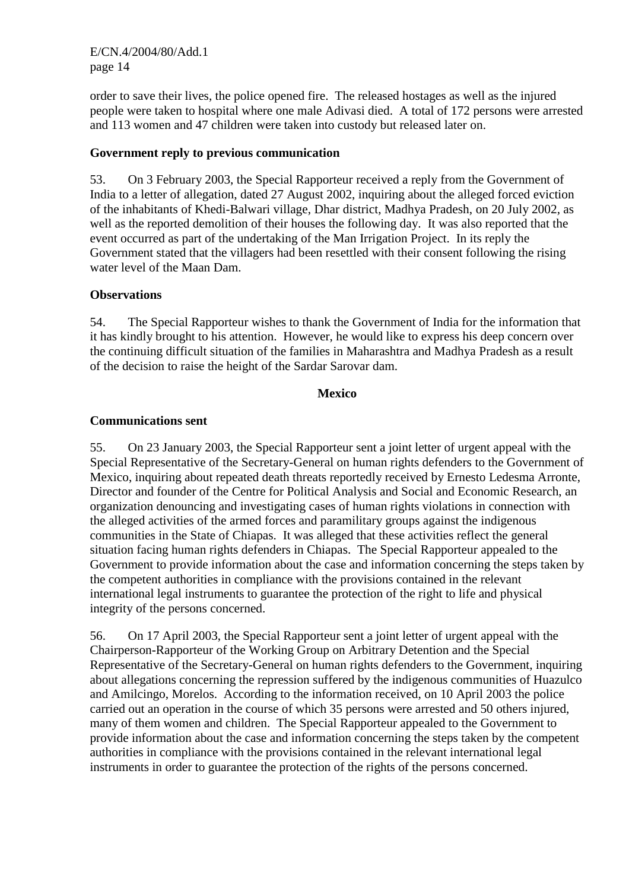order to save their lives, the police opened fire. The released hostages as well as the injured people were taken to hospital where one male Adivasi died. A total of 172 persons were arrested and 113 women and 47 children were taken into custody but released later on.

**Government reply to previous communication**

53. On 3 February 2003, the Special Rapporteur received a reply from the Government of India to a letter of allegation, dated 27 August 2002, inquiring about the alleged forced eviction of the inhabitants of Khedi-Balwari village, Dhar district, Madhya Pradesh, on 20 July 2002, as well as the reported demolition of their houses the following day. It was also reported that the event occurred as part of the undertaking of the Man Irrigation Project. In its reply the Government stated that the villagers had been resettled with their consent following the rising water level of the Maan Dam.

**Observations**

54. The Special Rapporteur wishes to thank the Government of India for the information that it has kindly brought to his attention. However, he would like to express his deep concern over the continuing difficult situation of the families in Maharashtra and Madhya Pradesh as a result of the decision to raise the height of the Sardar Sarovar dam.

## Mexico

**Communications sent**

55. On 23 January 2003, the Special Rapporteur sent a joint letter of urgent appeal with the Special Representative of the Secretary-General on human rights defenders to the Government of Mexico, inquiring about repeated death threats reportedly received by Ernesto Ledesma Arronte, Director and founder of the Centre for Political Analysis and Social and Economic Research, an organization denouncing and investigating cases of human rights violations in connection with the alleged activities of the armed forces and paramilitary groups against the indigenous communities in the State of Chiapas. It was alleged that these activities reflect the general situation facing human rights defenders in Chiapas. The Special Rapporteur appealed to the Government to provide information about the case and information concerning the steps taken by the competent authorities in compliance with the provisions contained in the relevant international legal instruments to guarantee the protection of the right to life and physical integrity of the persons concerned.

56. On 17 April 2003, the Special Rapporteur sent a joint letter of urgent appeal with the Chairperson-Rapporteur of the Working Group on Arbitrary Detention and the Special Representative of the Secretary-General on human rights defenders to the Government, inquiring about allegations concerning the repression suffered by the indigenous communities of Huazulco and Amilcingo, Morelos. According to the information received, on 10 April 2003 the police carried out an operation in the course of which 35 persons were arrested and 50 others injured, many of them women and children. The Special Rapporteur appealed to the Government to provide information about the case and information concerning the steps taken by the competent authorities in compliance with the provisions contained in the relevant international legal instruments in order to guarantee the protection of the rights of the persons concerned.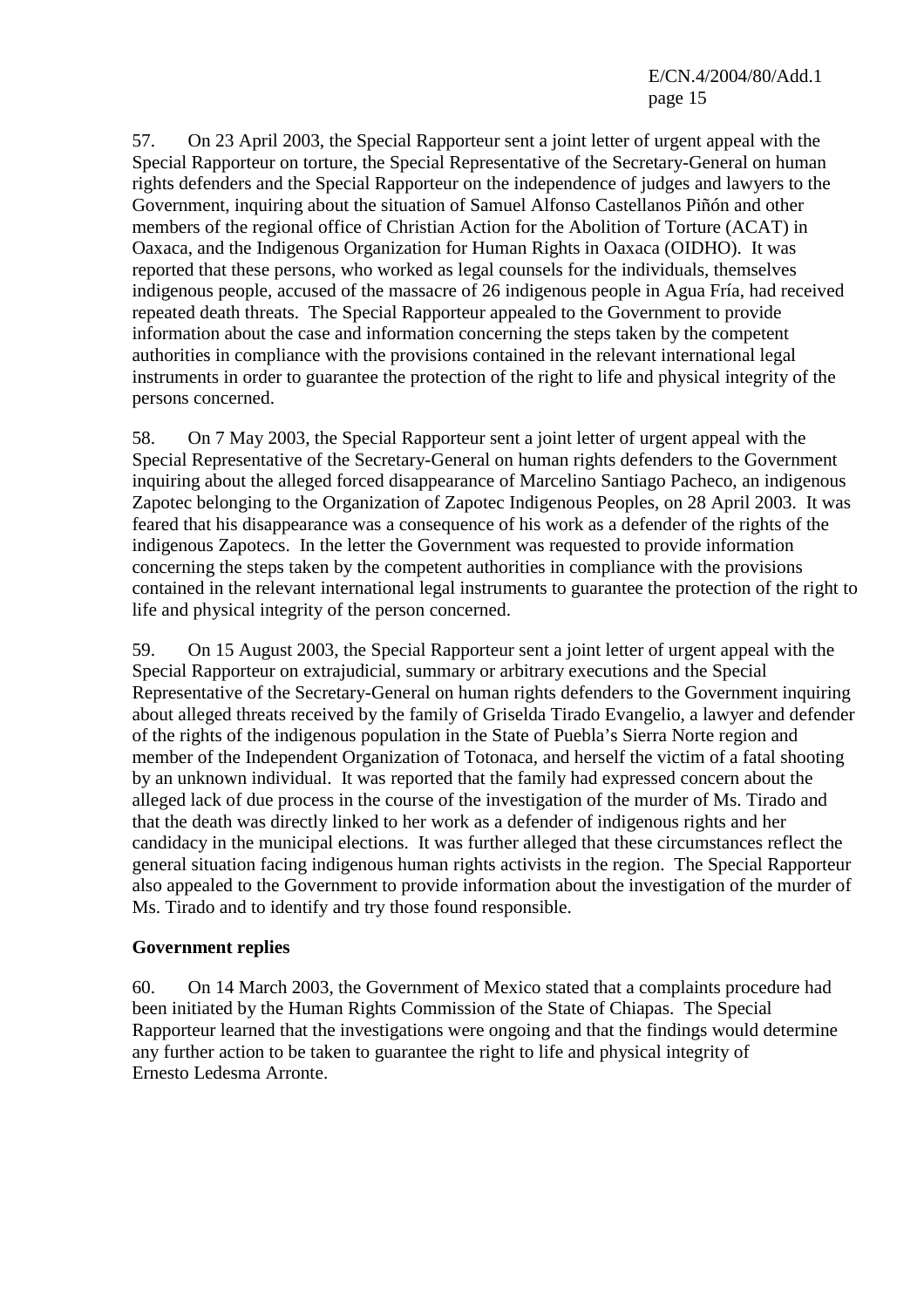57. On 23 April 2003, the Special Rapporteur sent a joint letter of urgent appeal with the Special Rapporteur on torture, the Special Representative of the Secretary-General on human rights defenders and the Special Rapporteur on the independence of judges and lawyers to the Government, inquiring about the situation of Samuel Alfonso Castellanos Piñón and other members of the regional office of Christian Action for the Abolition of Torture (ACAT) in Oaxaca, and the Indigenous Organization for Human Rights in Oaxaca (OIDHO). It was reported that these persons, who worked as legal counsels for the individuals, themselves indigenous people, accused of the massacre of 26 indigenous people in Agua Fría, had received repeated death threats. The Special Rapporteur appealed to the Government to provide information about the case and information concerning the steps taken by the competent authorities in compliance with the provisions contained in the relevant international legal instruments in order to guarantee the protection of the right to life and physical integrity of the persons concerned.

58. On 7 May 2003, the Special Rapporteur sent a joint letter of urgent appeal with the Special Representative of the Secretary-General on human rights defenders to the Government inquiring about the alleged forced disappearance of Marcelino Santiago Pacheco, an indigenous Zapotec belonging to the Organization of Zapotec Indigenous Peoples, on 28 April 2003. It was feared that his disappearance was a consequence of his work as a defender of the rights of the indigenous Zapotecs. In the letter the Government was requested to provide information concerning the steps taken by the competent authorities in compliance with the provisions contained in the relevant international legal instruments to guarantee the protection of the right to life and physical integrity of the person concerned.

59. On 15 August 2003, the Special Rapporteur sent a joint letter of urgent appeal with the Special Rapporteur on extrajudicial, summary or arbitrary executions and the Special Representative of the Secretary-General on human rights defenders to the Government inquiring about alleged threats received by the family of Griselda Tirado Evangelio, a lawyer and defender of the rights of the indigenous population in the State of Puebla's Sierra Norte region and member of the Independent Organization of Totonaca, and herself the victim of a fatal shooting by an unknown individual. It was reported that the family had expressed concern about the alleged lack of due process in the course of the investigation of the murder of Ms. Tirado and that the death was directly linked to her work as a defender of indigenous rights and her candidacy in the municipal elections. It was further alleged that these circumstances reflect the general situation facing indigenous human rights activists in the region. The Special Rapporteur also appealed to the Government to provide information about the investigation of the murder of Ms. Tirado and to identify and try those found responsible.

**Government replies**

60. On 14 March 2003, the Government of Mexico stated that a complaints procedure had been initiated by the Human Rights Commission of the State of Chiapas. The Special Rapporteur learned that the investigations were ongoing and that the findings would determine any further action to be taken to guarantee the right to life and physical integrity of Ernesto Ledesma Arronte.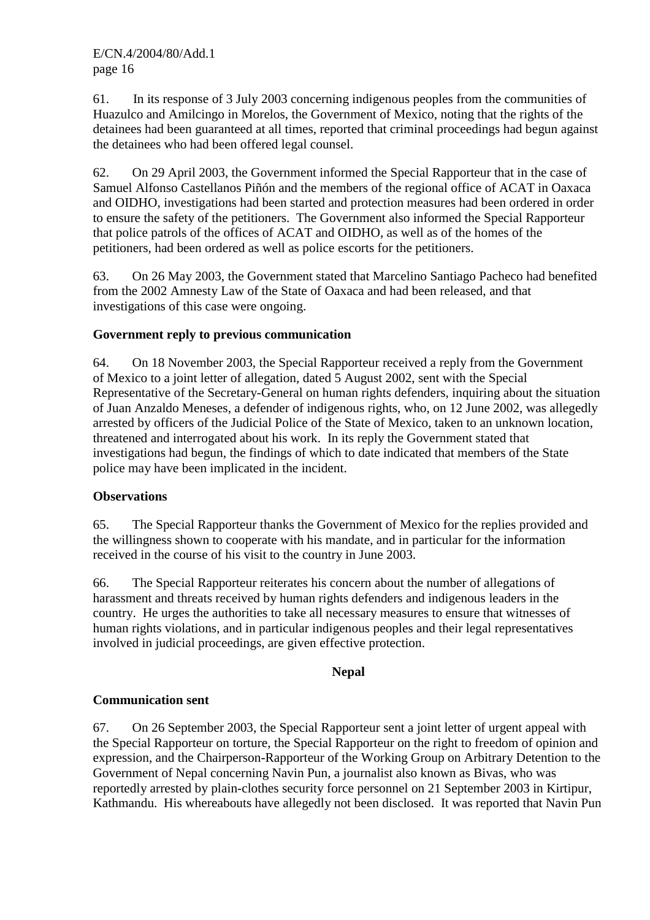61. In its response of 3 July 2003 concerning indigenous peoples from the communities of Huazulco and Amilcingo in Morelos, the Government of Mexico, noting that the rights of the detainees had been guaranteed at all times, reported that criminal proceedings had begun against the detainees who had been offered legal counsel.

62. On 29 April 2003, the Government informed the Special Rapporteur that in the case of Samuel Alfonso Castellanos Piñón and the members of the regional office of ACAT in Oaxaca and OIDHO, investigations had been started and protection measures had been ordered in order to ensure the safety of the petitioners. The Government also informed the Special Rapporteur that police patrols of the offices of ACAT and OIDHO, as well as of the homes of the petitioners, had been ordered as well as police escorts for the petitioners.

63. On 26 May 2003, the Government stated that Marcelino Santiago Pacheco had benefited from the 2002 Amnesty Law of the State of Oaxaca and had been released, and that investigations of this case were ongoing.

**Government reply to previous communication**

64. On 18 November 2003, the Special Rapporteur received a reply from the Government of Mexico to a joint letter of allegation, dated 5 August 2002, sent with the Special Representative of the Secretary-General on human rights defenders, inquiring about the situation of Juan Anzaldo Meneses, a defender of indigenous rights, who, on 12 June 2002, was allegedly arrested by officers of the Judicial Police of the State of Mexico, taken to an unknown location, threatened and interrogated about his work. In its reply the Government stated that investigations had begun, the findings of which to date indicated that members of the State police may have been implicated in the incident.

**Observations**

65. The Special Rapporteur thanks the Government of Mexico for the replies provided and the willingness shown to cooperate with his mandate, and in particular for the information received in the course of his visit to the country in June 2003.

66. The Special Rapporteur reiterates his concern about the number of allegations of harassment and threats received by human rights defenders and indigenous leaders in the country. He urges the authorities to take all necessary measures to ensure that witnesses of human rights violations, and in particular indigenous peoples and their legal representatives involved in judicial proceedings, are given effective protection.

## Nepal

**Communication sent**

67. On 26 September 2003, the Special Rapporteur sent a joint letter of urgent appeal with the Special Rapporteur on torture, the Special Rapporteur on the right to freedom of opinion and expression, and the Chairperson-Rapporteur of the Working Group on Arbitrary Detention to the Government of Nepal concerning Navin Pun, a journalist also known as Bivas, who was reportedly arrested by plain-clothes security force personnel on 21 September 2003 in Kirtipur, Kathmandu. His whereabouts have allegedly not been disclosed. It was reported that Navin Pun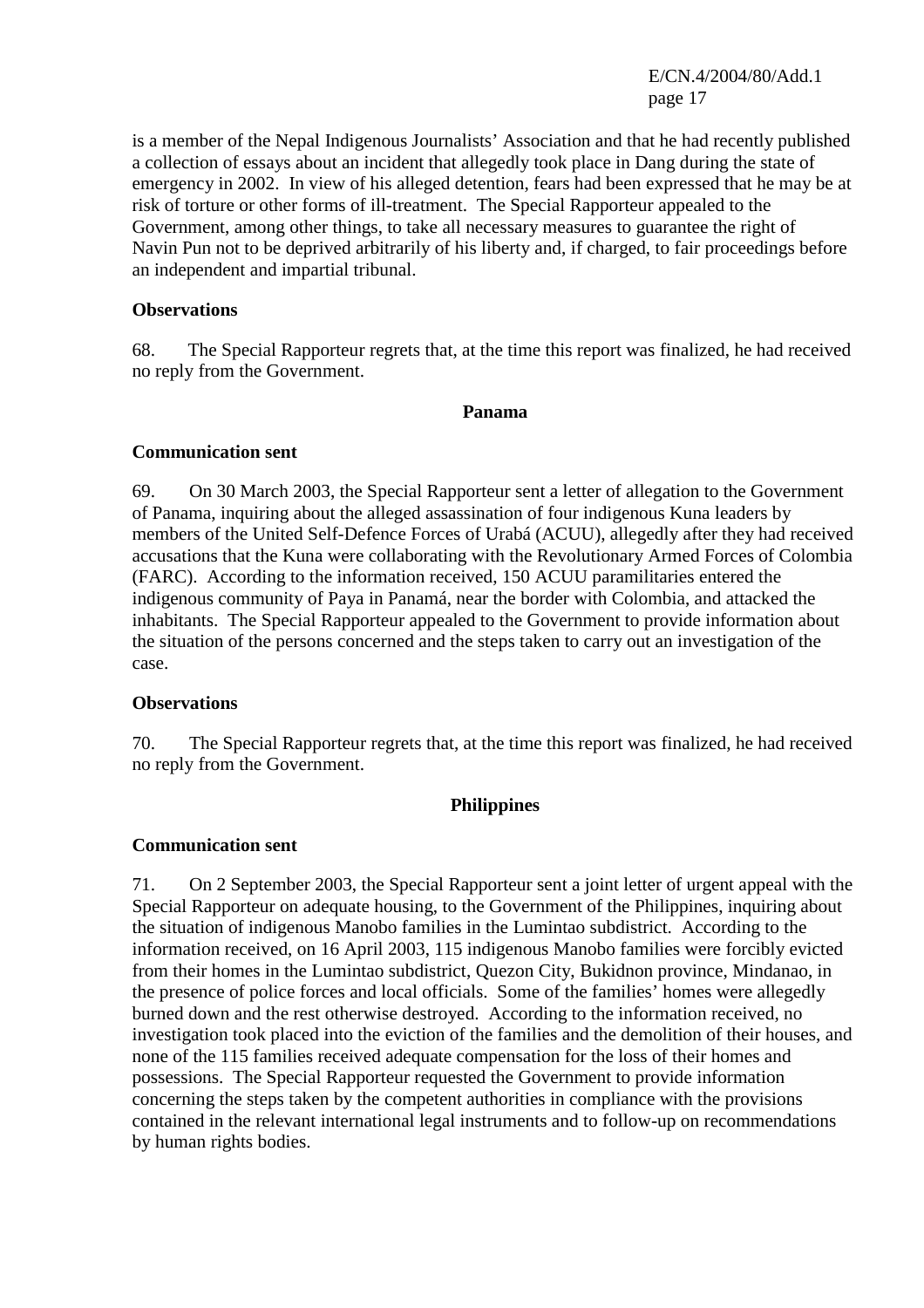is a member of the Nepal Indigenous Journalists' Association and that he had recently published a collection of essays about an incident that allegedly took place in Dang during the state of emergency in 2002. In view of his alleged detention, fears had been expressed that he may be at risk of torture or other forms of ill-treatment. The Special Rapporteur appealed to the Government, among other things, to take all necessary measures to guarantee the right of Navin Pun not to be deprived arbitrarily of his liberty and, if charged, to fair proceedings before an independent and impartial tribunal.

**Observations**

68. The Special Rapporteur regrets that, at the time this report was finalized, he had received no reply from the Government.

## Panama

**Communication sent**

69. On 30 March 2003, the Special Rapporteur sent a letter of allegation to the Government of Panama, inquiring about the alleged assassination of four indigenous Kuna leaders by members of the United Self-Defence Forces of Urabá (ACUU), allegedly after they had received accusations that the Kuna were collaborating with the Revolutionary Armed Forces of Colombia (FARC). According to the information received, 150 ACUU paramilitaries entered the indigenous community of Paya in Panamá, near the border with Colombia, and attacked the inhabitants. The Special Rapporteur appealed to the Government to provide information about the situation of the persons concerned and the steps taken to carry out an investigation of the case.

**Observations**

70. The Special Rapporteur regrets that, at the time this report was finalized, he had received no reply from the Government.

## Philippines

**Communication sent**

71. On 2 September 2003, the Special Rapporteur sent a joint letter of urgent appeal with the Special Rapporteur on adequate housing, to the Government of the Philippines, inquiring about the situation of indigenous Manobo families in the Lumintao subdistrict. According to the information received, on 16 April 2003, 115 indigenous Manobo families were forcibly evicted from their homes in the Lumintao subdistrict, Quezon City, Bukidnon province, Mindanao, in the presence of police forces and local officials. Some of the families' homes were allegedly burned down and the rest otherwise destroyed. According to the information received, no investigation took placed into the eviction of the families and the demolition of their houses, and none of the 115 families received adequate compensation for the loss of their homes and possessions. The Special Rapporteur requested the Government to provide information concerning the steps taken by the competent authorities in compliance with the provisions contained in the relevant international legal instruments and to follow-up on recommendations by human rights bodies.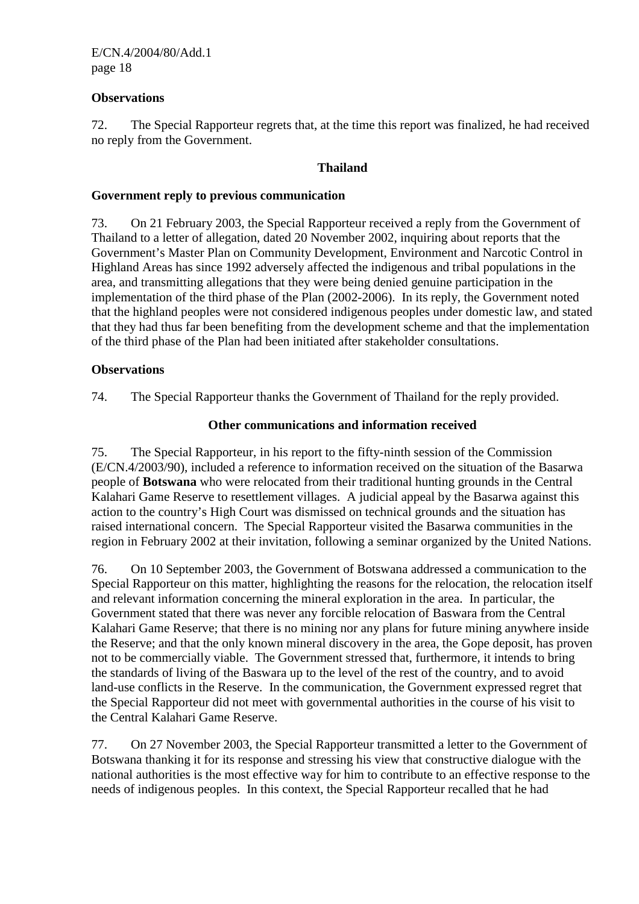**Observations**

72. The Special Rapporteur regrets that, at the time this report was finalized, he had received no reply from the Government.

**Thailand**

**Government reply to previous communication**

73. On 21 February 2003, the Special Rapporteur received a reply from the Government of Thailand to a letter of allegation, dated 20 November 2002, inquiring about reports that the Government's Master Plan on Community Development, Environment and Narcotic Control in Highland Areas has since 1992 adversely affected the indigenous and tribal populations in the area, and transmitting allegations that they were being denied genuine participation in the implementation of the third phase of the Plan (2002-2006). In its reply, the Government noted that the highland peoples were not considered indigenous peoples under domestic law, and stated that they had thus far been benefiting from the development scheme and that the implementation of the third phase of the Plan had been initiated after stakeholder consultations.

**Observations**

74. The Special Rapporteur thanks the Government of Thailand for the reply provided.

**Other communications and information received**

75. The Special Rapporteur, in his report to the fifty-ninth session of the Commission (E/CN.4/2003/90), included a reference to information received on the situation of the Basarwa people of **Botswana** who were relocated from their traditional hunting grounds in the Central Kalahari Game Reserve to resettlement villages. A judicial appeal by the Basarwa against this action to the country's High Court was dismissed on technical grounds and the situation has raised international concern. The Special Rapporteur visited the Basarwa communities in the region in February 2002 at their invitation, following a seminar organized by the United Nations.

76. On 10 September 2003, the Government of Botswana addressed a communication to the Special Rapporteur on this matter, highlighting the reasons for the relocation, the relocation itself and relevant information concerning the mineral exploration in the area. In particular, the Government stated that there was never any forcible relocation of Baswara from the Central Kalahari Game Reserve; that there is no mining nor any plans for future mining anywhere inside the Reserve; and that the only known mineral discovery in the area, the Gope deposit, has proven not to be commercially viable. The Government stressed that, furthermore, it intends to bring the standards of living of the Baswara up to the level of the rest of the country, and to avoid land-use conflicts in the Reserve. In the communication, the Government expressed regret that the Special Rapporteur did not meet with governmental authorities in the course of his visit to the Central Kalahari Game Reserve.

77. On 27 November 2003, the Special Rapporteur transmitted a letter to the Government of Botswana thanking it for its response and stressing his view that constructive dialogue with the national authorities is the most effective way for him to contribute to an effective response to the needs of indigenous peoples. In this context, the Special Rapporteur recalled that he had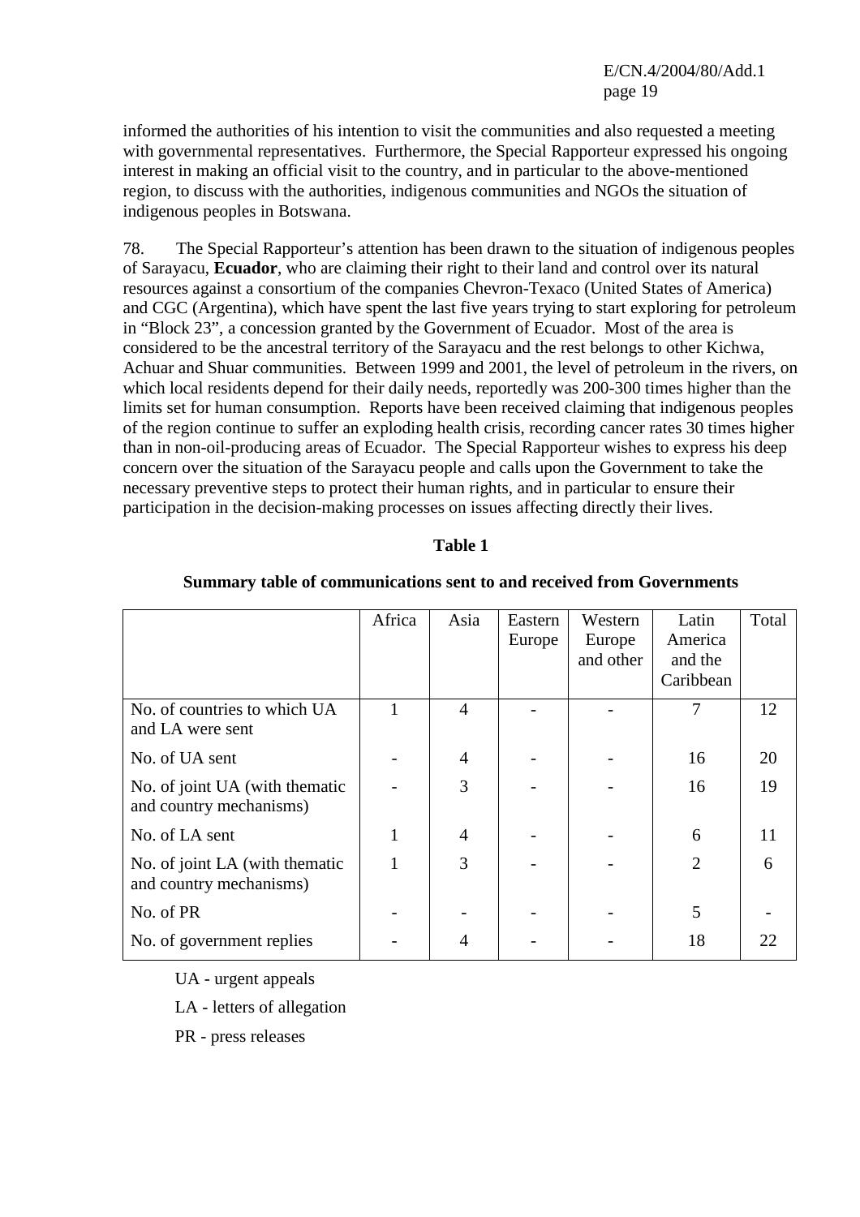informed the authorities of his intention to visit the communities and also requested a meeting with governmental representatives. Furthermore, the Special Rapporteur expressed his ongoing interest in making an official visit to the country, and in particular to the above-mentioned region, to discuss with the authorities, indigenous communities and NGOs the situation of indigenous peoples in Botswana.

78. The Special Rapporteur's attention has been drawn to the situation of indigenous peoples of Sarayacu, **Ecuador**, who are claiming their right to their land and control over its natural resources against a consortium of the companies Chevron-Texaco (United States of America) and CGC (Argentina), which have spent the last five years trying to start exploring for petroleum in "Block 23", a concession granted by the Government of Ecuador. Most of the area is considered to be the ancestral territory of the Sarayacu and the rest belongs to other Kichwa, Achuar and Shuar communities. Between 1999 and 2001, the level of petroleum in the rivers, on which local residents depend for their daily needs, reportedly was 200-300 times higher than the limits set for human consumption. Reports have been received claiming that indigenous peoples of the region continue to suffer an exploding health crisis, recording cancer rates 30 times higher than in non-oil-producing areas of Ecuador. The Special Rapporteur wishes to express his deep concern over the situation of the Sarayacu people and calls upon the Government to take the necessary preventive steps to protect their human rights, and in particular to ensure their participation in the decision-making processes on issues affecting directly their lives.

**Table 1**

**Summary table of communications sent to and received from Governments**

| | Africa | Asia | Eastern Europe | Western Europe and other | Latin America and the Caribbean | Total |
|---|---|---|---|---|---|---|
| No. of countries to which UA and LA were sent | 1 | 4 | - | - | 7 | 12 |
| No. of UA sent | - | 4 | - | - | 16 | 20 |
| No. of joint UA (with thematic and country mechanisms) | - | 3 | - | - | 16 | 19 |
| No. of LA sent | 1 | 4 | - | - | 6 | 11 |
| No. of joint LA (with thematic and country mechanisms) | 1 | 3 | - | - | 2 | 6 |
| No. of PR | - | - | - | - | 5 | - |
| No. of government replies | - | 4 | - | - | 18 | 22 |

UA - urgent appeals

LA - letters of allegation

PR - press releases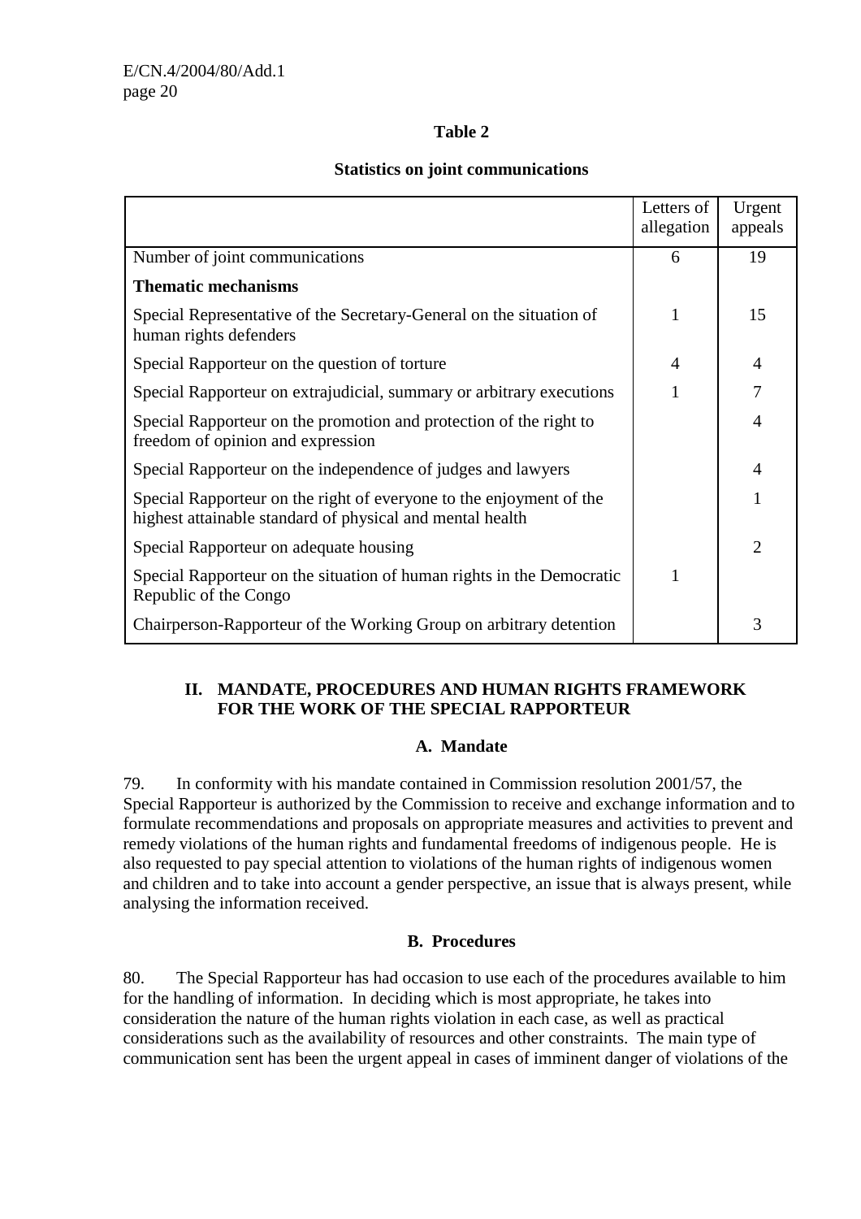**Table 2**

**Statistics on joint communications**

| | Letters of allegation | Urgent appeals |
|---|---|---|
| Number of joint communications | 6 | 19 |
| **Thematic mechanisms** | | |
| Special Representative of the Secretary-General on the situation of human rights defenders | 1 | 15 |
| Special Rapporteur on the question of torture | 4 | 4 |
| Special Rapporteur on extrajudicial, summary or arbitrary executions | 1 | 7 |
| Special Rapporteur on the promotion and protection of the right to freedom of opinion and expression | | 4 |
| Special Rapporteur on the independence of judges and lawyers | | 4 |
| Special Rapporteur on the right of everyone to the enjoyment of the highest attainable standard of physical and mental health | | 1 |
| Special Rapporteur on adequate housing | | 2 |
| Special Rapporteur on the situation of human rights in the Democratic Republic of the Congo | 1 | |
| Chairperson-Rapporteur of the Working Group on arbitrary detention | | 3 |

## II. MANDATE, PROCEDURES AND HUMAN RIGHTS FRAMEWORK FOR THE WORK OF THE SPECIAL RAPPORTEUR

### A. Mandate

79. In conformity with his mandate contained in Commission resolution 2001/57, the Special Rapporteur is authorized by the Commission to receive and exchange information and to formulate recommendations and proposals on appropriate measures and activities to prevent and remedy violations of the human rights and fundamental freedoms of indigenous people. He is also requested to pay special attention to violations of the human rights of indigenous women and children and to take into account a gender perspective, an issue that is always present, while analysing the information received.

### B. Procedures

80. The Special Rapporteur has had occasion to use each of the procedures available to him for the handling of information. In deciding which is most appropriate, he takes into consideration the nature of the human rights violation in each case, as well as practical considerations such as the availability of resources and other constraints. The main type of communication sent has been the urgent appeal in cases of imminent danger of violations of the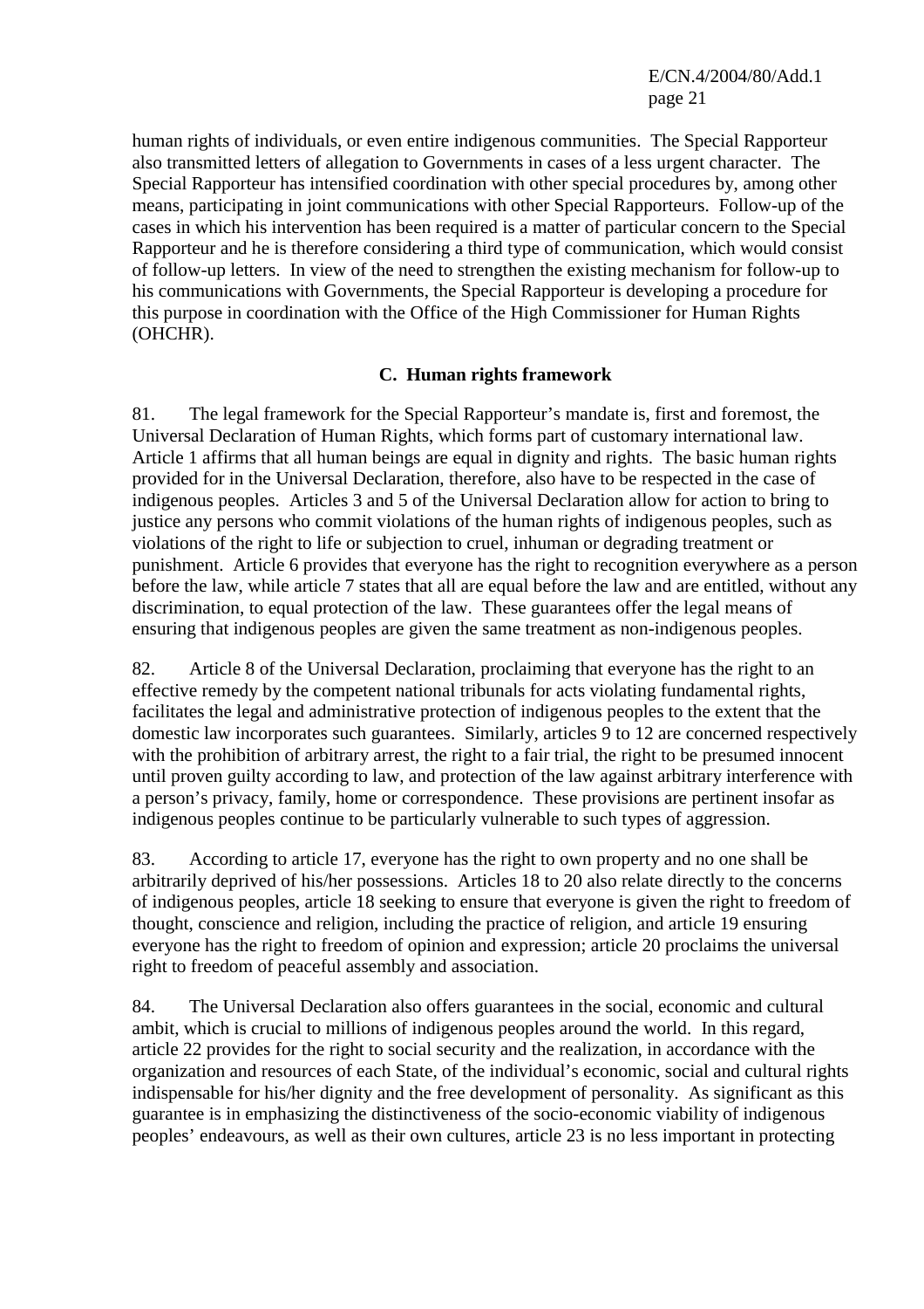human rights of individuals, or even entire indigenous communities. The Special Rapporteur also transmitted letters of allegation to Governments in cases of a less urgent character. The Special Rapporteur has intensified coordination with other special procedures by, among other means, participating in joint communications with other Special Rapporteurs. Follow-up of the cases in which his intervention has been required is a matter of particular concern to the Special Rapporteur and he is therefore considering a third type of communication, which would consist of follow-up letters. In view of the need to strengthen the existing mechanism for follow-up to his communications with Governments, the Special Rapporteur is developing a procedure for this purpose in coordination with the Office of the High Commissioner for Human Rights (OHCHR).

### C. Human rights framework

81. The legal framework for the Special Rapporteur's mandate is, first and foremost, the Universal Declaration of Human Rights, which forms part of customary international law. Article 1 affirms that all human beings are equal in dignity and rights. The basic human rights provided for in the Universal Declaration, therefore, also have to be respected in the case of indigenous peoples. Articles 3 and 5 of the Universal Declaration allow for action to bring to justice any persons who commit violations of the human rights of indigenous peoples, such as violations of the right to life or subjection to cruel, inhuman or degrading treatment or punishment. Article 6 provides that everyone has the right to recognition everywhere as a person before the law, while article 7 states that all are equal before the law and are entitled, without any discrimination, to equal protection of the law. These guarantees offer the legal means of ensuring that indigenous peoples are given the same treatment as non-indigenous peoples.

82. Article 8 of the Universal Declaration, proclaiming that everyone has the right to an effective remedy by the competent national tribunals for acts violating fundamental rights, facilitates the legal and administrative protection of indigenous peoples to the extent that the domestic law incorporates such guarantees. Similarly, articles 9 to 12 are concerned respectively with the prohibition of arbitrary arrest, the right to a fair trial, the right to be presumed innocent until proven guilty according to law, and protection of the law against arbitrary interference with a person's privacy, family, home or correspondence. These provisions are pertinent insofar as indigenous peoples continue to be particularly vulnerable to such types of aggression.

83. According to article 17, everyone has the right to own property and no one shall be arbitrarily deprived of his/her possessions. Articles 18 to 20 also relate directly to the concerns of indigenous peoples, article 18 seeking to ensure that everyone is given the right to freedom of thought, conscience and religion, including the practice of religion, and article 19 ensuring everyone has the right to freedom of opinion and expression; article 20 proclaims the universal right to freedom of peaceful assembly and association.

84. The Universal Declaration also offers guarantees in the social, economic and cultural ambit, which is crucial to millions of indigenous peoples around the world. In this regard, article 22 provides for the right to social security and the realization, in accordance with the organization and resources of each State, of the individual's economic, social and cultural rights indispensable for his/her dignity and the free development of personality. As significant as this guarantee is in emphasizing the distinctiveness of the socio-economic viability of indigenous peoples' endeavours, as well as their own cultures, article 23 is no less important in protecting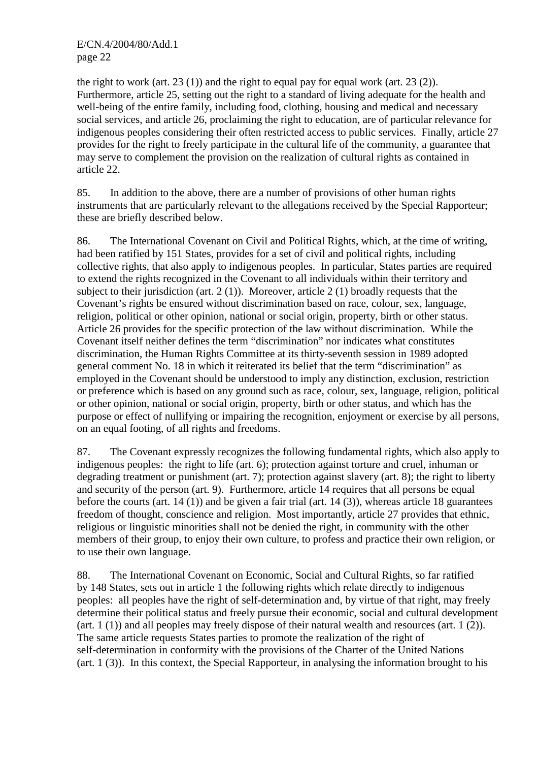the right to work (art. 23 (1)) and the right to equal pay for equal work (art. 23 (2)). Furthermore, article 25, setting out the right to a standard of living adequate for the health and well-being of the entire family, including food, clothing, housing and medical and necessary social services, and article 26, proclaiming the right to education, are of particular relevance for indigenous peoples considering their often restricted access to public services. Finally, article 27 provides for the right to freely participate in the cultural life of the community, a guarantee that may serve to complement the provision on the realization of cultural rights as contained in article 22.

85. In addition to the above, there are a number of provisions of other human rights instruments that are particularly relevant to the allegations received by the Special Rapporteur; these are briefly described below.

86. The International Covenant on Civil and Political Rights, which, at the time of writing, had been ratified by 151 States, provides for a set of civil and political rights, including collective rights, that also apply to indigenous peoples. In particular, States parties are required to extend the rights recognized in the Covenant to all individuals within their territory and subject to their jurisdiction (art. 2 (1)). Moreover, article 2 (1) broadly requests that the Covenant's rights be ensured without discrimination based on race, colour, sex, language, religion, political or other opinion, national or social origin, property, birth or other status. Article 26 provides for the specific protection of the law without discrimination. While the Covenant itself neither defines the term "discrimination" nor indicates what constitutes discrimination, the Human Rights Committee at its thirty-seventh session in 1989 adopted general comment No. 18 in which it reiterated its belief that the term "discrimination" as employed in the Covenant should be understood to imply any distinction, exclusion, restriction or preference which is based on any ground such as race, colour, sex, language, religion, political or other opinion, national or social origin, property, birth or other status, and which has the purpose or effect of nullifying or impairing the recognition, enjoyment or exercise by all persons, on an equal footing, of all rights and freedoms.

87. The Covenant expressly recognizes the following fundamental rights, which also apply to indigenous peoples: the right to life (art. 6); protection against torture and cruel, inhuman or degrading treatment or punishment (art. 7); protection against slavery (art. 8); the right to liberty and security of the person (art. 9). Furthermore, article 14 requires that all persons be equal before the courts (art. 14 (1)) and be given a fair trial (art. 14 (3)), whereas article 18 guarantees freedom of thought, conscience and religion. Most importantly, article 27 provides that ethnic, religious or linguistic minorities shall not be denied the right, in community with the other members of their group, to enjoy their own culture, to profess and practice their own religion, or to use their own language.

88. The International Covenant on Economic, Social and Cultural Rights, so far ratified by 148 States, sets out in article 1 the following rights which relate directly to indigenous peoples: all peoples have the right of self-determination and, by virtue of that right, may freely determine their political status and freely pursue their economic, social and cultural development (art. 1 (1)) and all peoples may freely dispose of their natural wealth and resources (art. 1 (2)). The same article requests States parties to promote the realization of the right of self-determination in conformity with the provisions of the Charter of the United Nations (art. 1 (3)). In this context, the Special Rapporteur, in analysing the information brought to his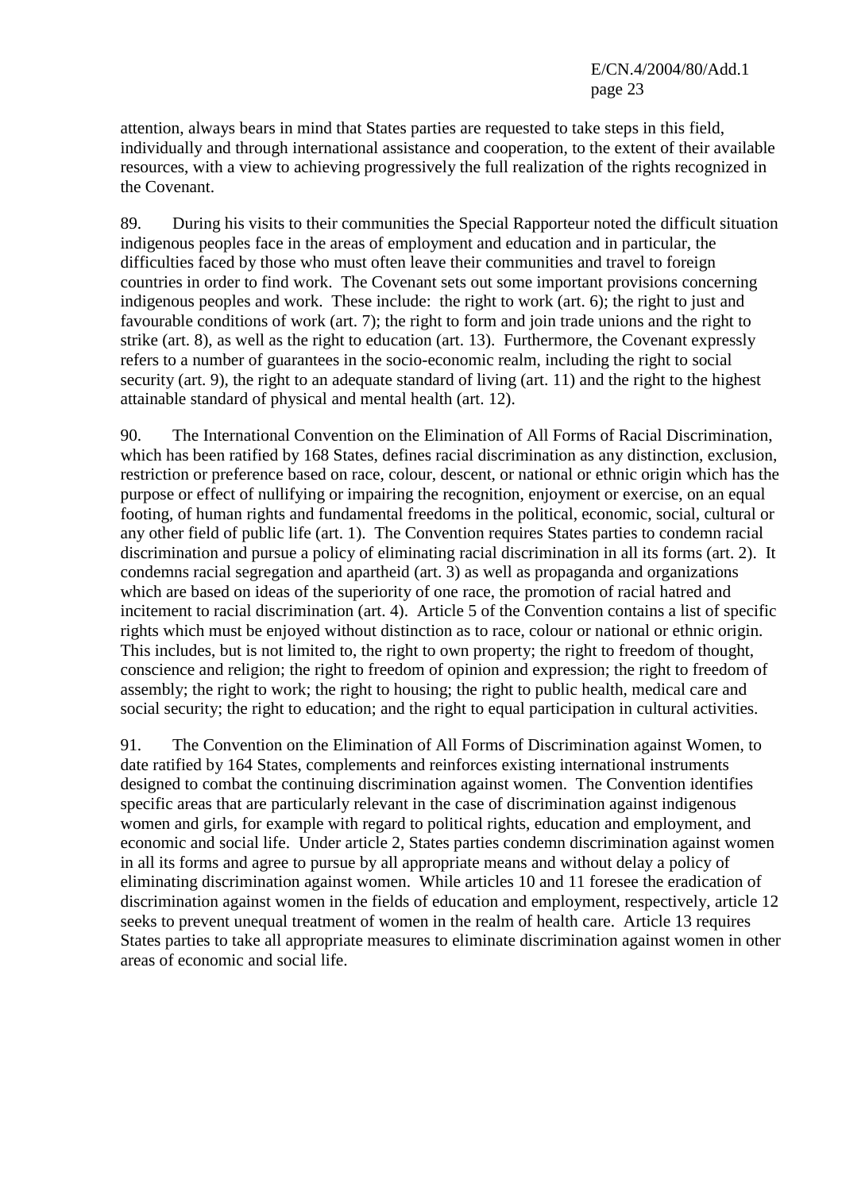attention, always bears in mind that States parties are requested to take steps in this field, individually and through international assistance and cooperation, to the extent of their available resources, with a view to achieving progressively the full realization of the rights recognized in the Covenant.

89. During his visits to their communities the Special Rapporteur noted the difficult situation indigenous peoples face in the areas of employment and education and in particular, the difficulties faced by those who must often leave their communities and travel to foreign countries in order to find work. The Covenant sets out some important provisions concerning indigenous peoples and work. These include: the right to work (art. 6); the right to just and favourable conditions of work (art. 7); the right to form and join trade unions and the right to strike (art. 8), as well as the right to education (art. 13). Furthermore, the Covenant expressly refers to a number of guarantees in the socio-economic realm, including the right to social security (art. 9), the right to an adequate standard of living (art. 11) and the right to the highest attainable standard of physical and mental health (art. 12).

90. The International Convention on the Elimination of All Forms of Racial Discrimination, which has been ratified by 168 States, defines racial discrimination as any distinction, exclusion, restriction or preference based on race, colour, descent, or national or ethnic origin which has the purpose or effect of nullifying or impairing the recognition, enjoyment or exercise, on an equal footing, of human rights and fundamental freedoms in the political, economic, social, cultural or any other field of public life (art. 1). The Convention requires States parties to condemn racial discrimination and pursue a policy of eliminating racial discrimination in all its forms (art. 2). It condemns racial segregation and apartheid (art. 3) as well as propaganda and organizations which are based on ideas of the superiority of one race, the promotion of racial hatred and incitement to racial discrimination (art. 4). Article 5 of the Convention contains a list of specific rights which must be enjoyed without distinction as to race, colour or national or ethnic origin. This includes, but is not limited to, the right to own property; the right to freedom of thought, conscience and religion; the right to freedom of opinion and expression; the right to freedom of assembly; the right to work; the right to housing; the right to public health, medical care and social security; the right to education; and the right to equal participation in cultural activities.

91. The Convention on the Elimination of All Forms of Discrimination against Women, to date ratified by 164 States, complements and reinforces existing international instruments designed to combat the continuing discrimination against women. The Convention identifies specific areas that are particularly relevant in the case of discrimination against indigenous women and girls, for example with regard to political rights, education and employment, and economic and social life. Under article 2, States parties condemn discrimination against women in all its forms and agree to pursue by all appropriate means and without delay a policy of eliminating discrimination against women. While articles 10 and 11 foresee the eradication of discrimination against women in the fields of education and employment, respectively, article 12 seeks to prevent unequal treatment of women in the realm of health care. Article 13 requires States parties to take all appropriate measures to eliminate discrimination against women in other areas of economic and social life.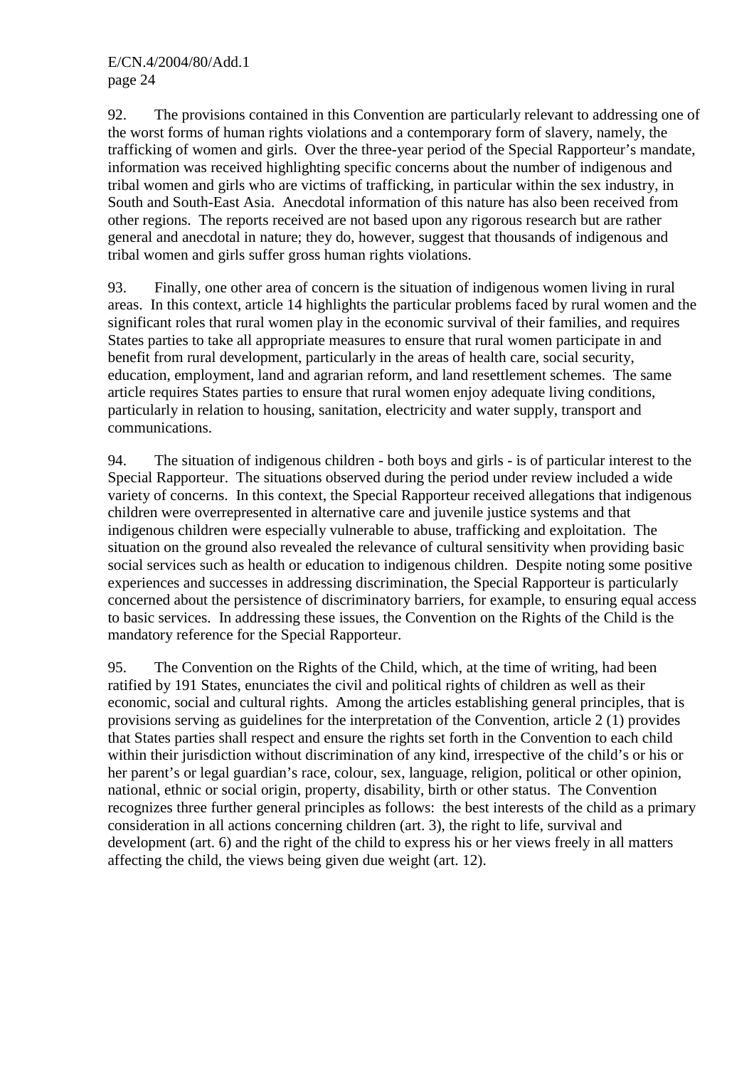92. The provisions contained in this Convention are particularly relevant to addressing one of the worst forms of human rights violations and a contemporary form of slavery, namely, the trafficking of women and girls. Over the three-year period of the Special Rapporteur's mandate, information was received highlighting specific concerns about the number of indigenous and tribal women and girls who are victims of trafficking, in particular within the sex industry, in South and South-East Asia. Anecdotal information of this nature has also been received from other regions. The reports received are not based upon any rigorous research but are rather general and anecdotal in nature; they do, however, suggest that thousands of indigenous and tribal women and girls suffer gross human rights violations.

93. Finally, one other area of concern is the situation of indigenous women living in rural areas. In this context, article 14 highlights the particular problems faced by rural women and the significant roles that rural women play in the economic survival of their families, and requires States parties to take all appropriate measures to ensure that rural women participate in and benefit from rural development, particularly in the areas of health care, social security, education, employment, land and agrarian reform, and land resettlement schemes. The same article requires States parties to ensure that rural women enjoy adequate living conditions, particularly in relation to housing, sanitation, electricity and water supply, transport and communications.

94. The situation of indigenous children - both boys and girls - is of particular interest to the Special Rapporteur. The situations observed during the period under review included a wide variety of concerns. In this context, the Special Rapporteur received allegations that indigenous children were overrepresented in alternative care and juvenile justice systems and that indigenous children were especially vulnerable to abuse, trafficking and exploitation. The situation on the ground also revealed the relevance of cultural sensitivity when providing basic social services such as health or education to indigenous children. Despite noting some positive experiences and successes in addressing discrimination, the Special Rapporteur is particularly concerned about the persistence of discriminatory barriers, for example, to ensuring equal access to basic services. In addressing these issues, the Convention on the Rights of the Child is the mandatory reference for the Special Rapporteur.

95. The Convention on the Rights of the Child, which, at the time of writing, had been ratified by 191 States, enunciates the civil and political rights of children as well as their economic, social and cultural rights. Among the articles establishing general principles, that is provisions serving as guidelines for the interpretation of the Convention, article 2 (1) provides that States parties shall respect and ensure the rights set forth in the Convention to each child within their jurisdiction without discrimination of any kind, irrespective of the child's or his or her parent's or legal guardian's race, colour, sex, language, religion, political or other opinion, national, ethnic or social origin, property, disability, birth or other status. The Convention recognizes three further general principles as follows: the best interests of the child as a primary consideration in all actions concerning children (art. 3), the right to life, survival and development (art. 6) and the right of the child to express his or her views freely in all matters affecting the child, the views being given due weight (art. 12).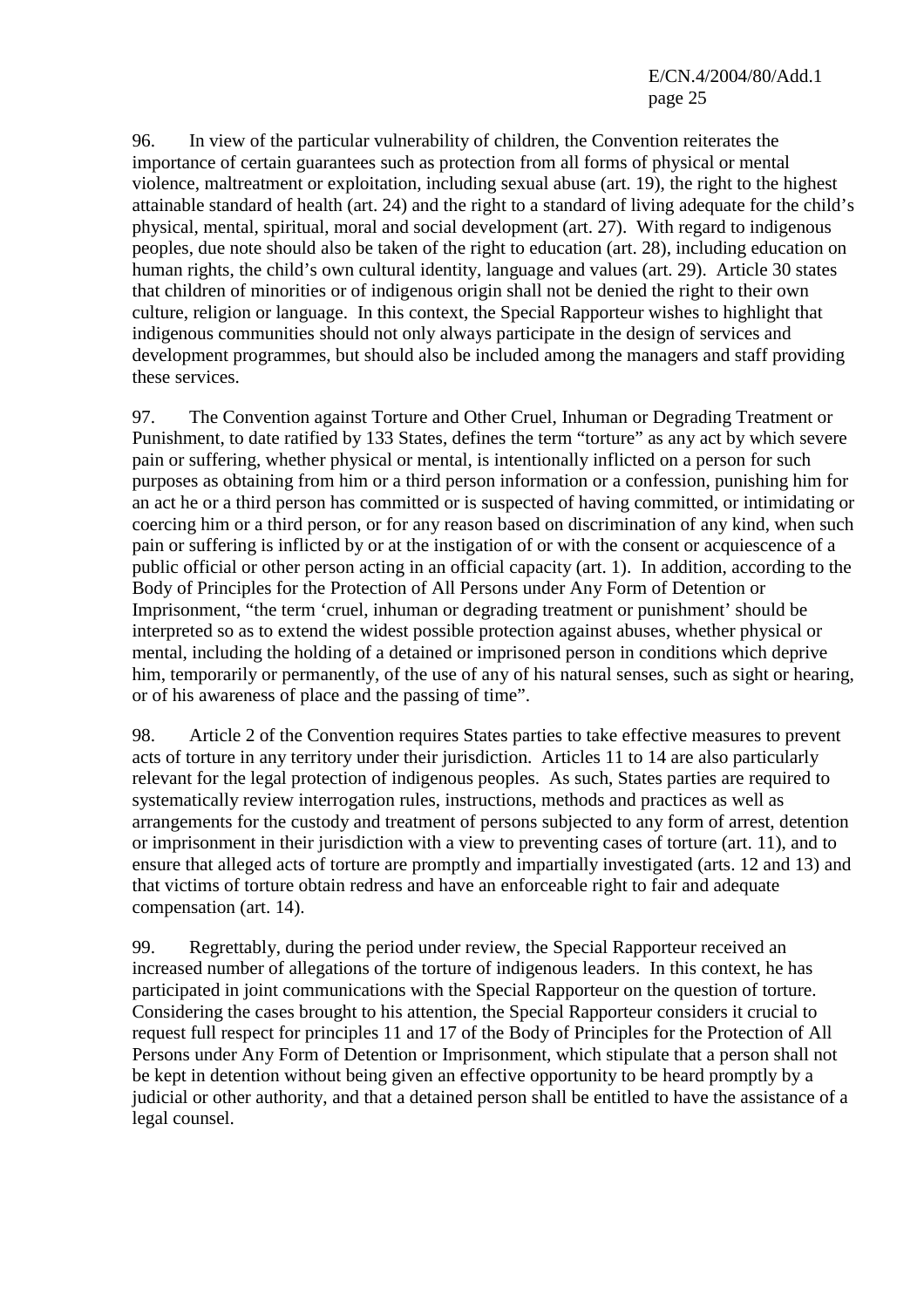96. In view of the particular vulnerability of children, the Convention reiterates the importance of certain guarantees such as protection from all forms of physical or mental violence, maltreatment or exploitation, including sexual abuse (art. 19), the right to the highest attainable standard of health (art. 24) and the right to a standard of living adequate for the child's physical, mental, spiritual, moral and social development (art. 27). With regard to indigenous peoples, due note should also be taken of the right to education (art. 28), including education on human rights, the child's own cultural identity, language and values (art. 29). Article 30 states that children of minorities or of indigenous origin shall not be denied the right to their own culture, religion or language. In this context, the Special Rapporteur wishes to highlight that indigenous communities should not only always participate in the design of services and development programmes, but should also be included among the managers and staff providing these services.

97. The Convention against Torture and Other Cruel, Inhuman or Degrading Treatment or Punishment, to date ratified by 133 States, defines the term "torture" as any act by which severe pain or suffering, whether physical or mental, is intentionally inflicted on a person for such purposes as obtaining from him or a third person information or a confession, punishing him for an act he or a third person has committed or is suspected of having committed, or intimidating or coercing him or a third person, or for any reason based on discrimination of any kind, when such pain or suffering is inflicted by or at the instigation of or with the consent or acquiescence of a public official or other person acting in an official capacity (art. 1). In addition, according to the Body of Principles for the Protection of All Persons under Any Form of Detention or Imprisonment, "the term 'cruel, inhuman or degrading treatment or punishment' should be interpreted so as to extend the widest possible protection against abuses, whether physical or mental, including the holding of a detained or imprisoned person in conditions which deprive him, temporarily or permanently, of the use of any of his natural senses, such as sight or hearing, or of his awareness of place and the passing of time".

98. Article 2 of the Convention requires States parties to take effective measures to prevent acts of torture in any territory under their jurisdiction. Articles 11 to 14 are also particularly relevant for the legal protection of indigenous peoples. As such, States parties are required to systematically review interrogation rules, instructions, methods and practices as well as arrangements for the custody and treatment of persons subjected to any form of arrest, detention or imprisonment in their jurisdiction with a view to preventing cases of torture (art. 11), and to ensure that alleged acts of torture are promptly and impartially investigated (arts. 12 and 13) and that victims of torture obtain redress and have an enforceable right to fair and adequate compensation (art. 14).

99. Regrettably, during the period under review, the Special Rapporteur received an increased number of allegations of the torture of indigenous leaders. In this context, he has participated in joint communications with the Special Rapporteur on the question of torture. Considering the cases brought to his attention, the Special Rapporteur considers it crucial to request full respect for principles 11 and 17 of the Body of Principles for the Protection of All Persons under Any Form of Detention or Imprisonment, which stipulate that a person shall not be kept in detention without being given an effective opportunity to be heard promptly by a judicial or other authority, and that a detained person shall be entitled to have the assistance of a legal counsel.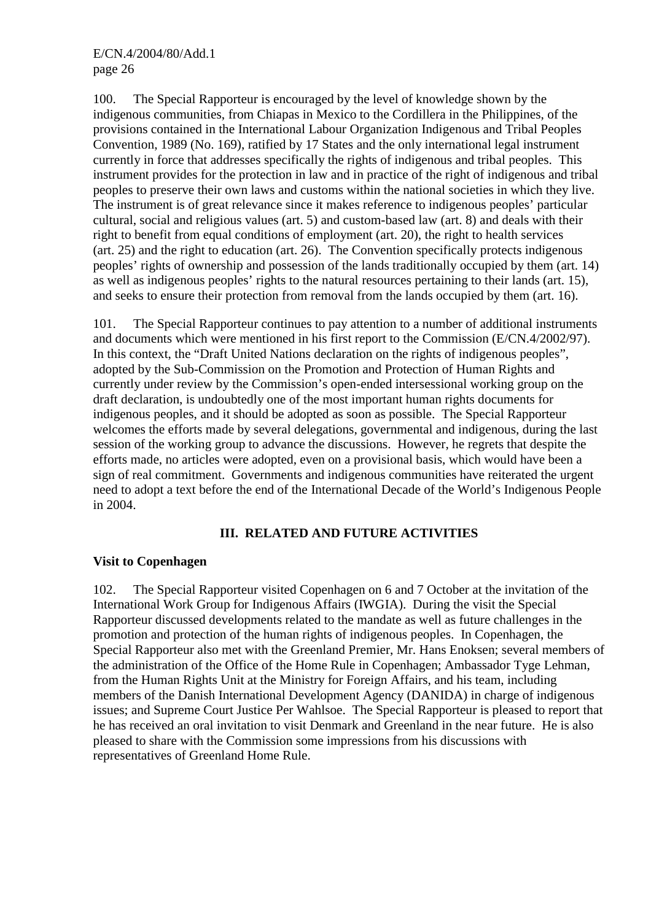100. The Special Rapporteur is encouraged by the level of knowledge shown by the indigenous communities, from Chiapas in Mexico to the Cordillera in the Philippines, of the provisions contained in the International Labour Organization Indigenous and Tribal Peoples Convention, 1989 (No. 169), ratified by 17 States and the only international legal instrument currently in force that addresses specifically the rights of indigenous and tribal peoples. This instrument provides for the protection in law and in practice of the right of indigenous and tribal peoples to preserve their own laws and customs within the national societies in which they live. The instrument is of great relevance since it makes reference to indigenous peoples' particular cultural, social and religious values (art. 5) and custom-based law (art. 8) and deals with their right to benefit from equal conditions of employment (art. 20), the right to health services (art. 25) and the right to education (art. 26). The Convention specifically protects indigenous peoples' rights of ownership and possession of the lands traditionally occupied by them (art. 14) as well as indigenous peoples' rights to the natural resources pertaining to their lands (art. 15), and seeks to ensure their protection from removal from the lands occupied by them (art. 16).

101. The Special Rapporteur continues to pay attention to a number of additional instruments and documents which were mentioned in his first report to the Commission (E/CN.4/2002/97). In this context, the "Draft United Nations declaration on the rights of indigenous peoples", adopted by the Sub-Commission on the Promotion and Protection of Human Rights and currently under review by the Commission's open-ended intersessional working group on the draft declaration, is undoubtedly one of the most important human rights documents for indigenous peoples, and it should be adopted as soon as possible. The Special Rapporteur welcomes the efforts made by several delegations, governmental and indigenous, during the last session of the working group to advance the discussions. However, he regrets that despite the efforts made, no articles were adopted, even on a provisional basis, which would have been a sign of real commitment. Governments and indigenous communities have reiterated the urgent need to adopt a text before the end of the International Decade of the World's Indigenous People in 2004.

## III. RELATED AND FUTURE ACTIVITIES

### Visit to Copenhagen

102. The Special Rapporteur visited Copenhagen on 6 and 7 October at the invitation of the International Work Group for Indigenous Affairs (IWGIA). During the visit the Special Rapporteur discussed developments related to the mandate as well as future challenges in the promotion and protection of the human rights of indigenous peoples. In Copenhagen, the Special Rapporteur also met with the Greenland Premier, Mr. Hans Enoksen; several members of the administration of the Office of the Home Rule in Copenhagen; Ambassador Tyge Lehman, from the Human Rights Unit at the Ministry for Foreign Affairs, and his team, including members of the Danish International Development Agency (DANIDA) in charge of indigenous issues; and Supreme Court Justice Per Wahlsoe. The Special Rapporteur is pleased to report that he has received an oral invitation to visit Denmark and Greenland in the near future. He is also pleased to share with the Commission some impressions from his discussions with representatives of Greenland Home Rule.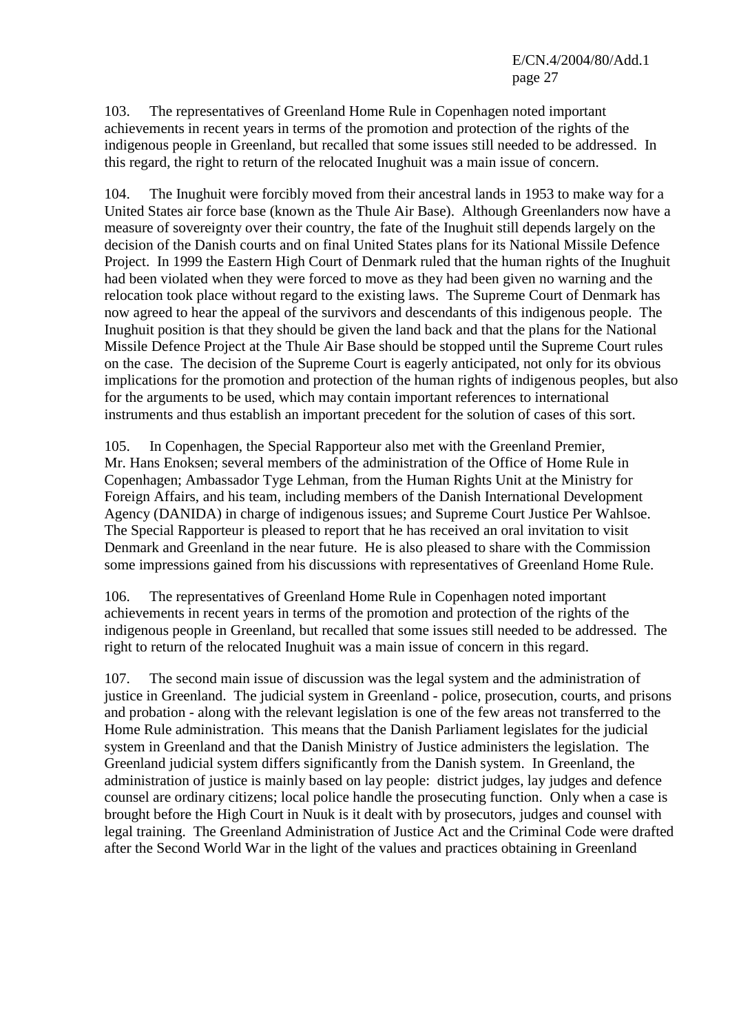103. The representatives of Greenland Home Rule in Copenhagen noted important achievements in recent years in terms of the promotion and protection of the rights of the indigenous people in Greenland, but recalled that some issues still needed to be addressed. In this regard, the right to return of the relocated Inughuit was a main issue of concern.

104. The Inughuit were forcibly moved from their ancestral lands in 1953 to make way for a United States air force base (known as the Thule Air Base). Although Greenlanders now have a measure of sovereignty over their country, the fate of the Inughuit still depends largely on the decision of the Danish courts and on final United States plans for its National Missile Defence Project. In 1999 the Eastern High Court of Denmark ruled that the human rights of the Inughuit had been violated when they were forced to move as they had been given no warning and the relocation took place without regard to the existing laws. The Supreme Court of Denmark has now agreed to hear the appeal of the survivors and descendants of this indigenous people. The Inughuit position is that they should be given the land back and that the plans for the National Missile Defence Project at the Thule Air Base should be stopped until the Supreme Court rules on the case. The decision of the Supreme Court is eagerly anticipated, not only for its obvious implications for the promotion and protection of the human rights of indigenous peoples, but also for the arguments to be used, which may contain important references to international instruments and thus establish an important precedent for the solution of cases of this sort.

105. In Copenhagen, the Special Rapporteur also met with the Greenland Premier, Mr. Hans Enoksen; several members of the administration of the Office of Home Rule in Copenhagen; Ambassador Tyge Lehman, from the Human Rights Unit at the Ministry for Foreign Affairs, and his team, including members of the Danish International Development Agency (DANIDA) in charge of indigenous issues; and Supreme Court Justice Per Wahlsoe. The Special Rapporteur is pleased to report that he has received an oral invitation to visit Denmark and Greenland in the near future. He is also pleased to share with the Commission some impressions gained from his discussions with representatives of Greenland Home Rule.

106. The representatives of Greenland Home Rule in Copenhagen noted important achievements in recent years in terms of the promotion and protection of the rights of the indigenous people in Greenland, but recalled that some issues still needed to be addressed. The right to return of the relocated Inughuit was a main issue of concern in this regard.

107. The second main issue of discussion was the legal system and the administration of justice in Greenland. The judicial system in Greenland - police, prosecution, courts, and prisons and probation - along with the relevant legislation is one of the few areas not transferred to the Home Rule administration. This means that the Danish Parliament legislates for the judicial system in Greenland and that the Danish Ministry of Justice administers the legislation. The Greenland judicial system differs significantly from the Danish system. In Greenland, the administration of justice is mainly based on lay people: district judges, lay judges and defence counsel are ordinary citizens; local police handle the prosecuting function. Only when a case is brought before the High Court in Nuuk is it dealt with by prosecutors, judges and counsel with legal training. The Greenland Administration of Justice Act and the Criminal Code were drafted after the Second World War in the light of the values and practices obtaining in Greenland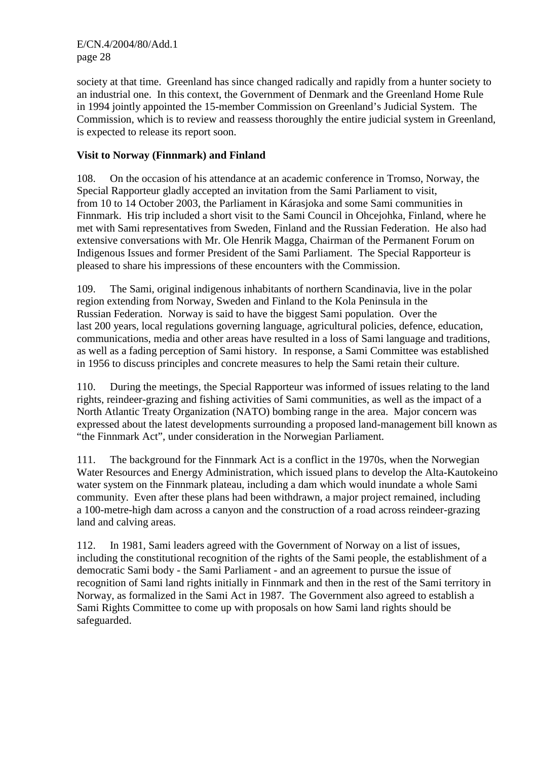society at that time. Greenland has since changed radically and rapidly from a hunter society to an industrial one. In this context, the Government of Denmark and the Greenland Home Rule in 1994 jointly appointed the 15-member Commission on Greenland's Judicial System. The Commission, which is to review and reassess thoroughly the entire judicial system in Greenland, is expected to release its report soon.

**Visit to Norway (Finnmark) and Finland**

108. On the occasion of his attendance at an academic conference in Tromso, Norway, the Special Rapporteur gladly accepted an invitation from the Sami Parliament to visit, from 10 to 14 October 2003, the Parliament in Kárasjoka and some Sami communities in Finnmark. His trip included a short visit to the Sami Council in Ohcejohka, Finland, where he met with Sami representatives from Sweden, Finland and the Russian Federation. He also had extensive conversations with Mr. Ole Henrik Magga, Chairman of the Permanent Forum on Indigenous Issues and former President of the Sami Parliament. The Special Rapporteur is pleased to share his impressions of these encounters with the Commission.

109. The Sami, original indigenous inhabitants of northern Scandinavia, live in the polar region extending from Norway, Sweden and Finland to the Kola Peninsula in the Russian Federation. Norway is said to have the biggest Sami population. Over the last 200 years, local regulations governing language, agricultural policies, defence, education, communications, media and other areas have resulted in a loss of Sami language and traditions, as well as a fading perception of Sami history. In response, a Sami Committee was established in 1956 to discuss principles and concrete measures to help the Sami retain their culture.

110. During the meetings, the Special Rapporteur was informed of issues relating to the land rights, reindeer-grazing and fishing activities of Sami communities, as well as the impact of a North Atlantic Treaty Organization (NATO) bombing range in the area. Major concern was expressed about the latest developments surrounding a proposed land-management bill known as "the Finnmark Act", under consideration in the Norwegian Parliament.

111. The background for the Finnmark Act is a conflict in the 1970s, when the Norwegian Water Resources and Energy Administration, which issued plans to develop the Alta-Kautokeino water system on the Finnmark plateau, including a dam which would inundate a whole Sami community. Even after these plans had been withdrawn, a major project remained, including a 100-metre-high dam across a canyon and the construction of a road across reindeer-grazing land and calving areas.

112. In 1981, Sami leaders agreed with the Government of Norway on a list of issues, including the constitutional recognition of the rights of the Sami people, the establishment of a democratic Sami body - the Sami Parliament - and an agreement to pursue the issue of recognition of Sami land rights initially in Finnmark and then in the rest of the Sami territory in Norway, as formalized in the Sami Act in 1987. The Government also agreed to establish a Sami Rights Committee to come up with proposals on how Sami land rights should be safeguarded.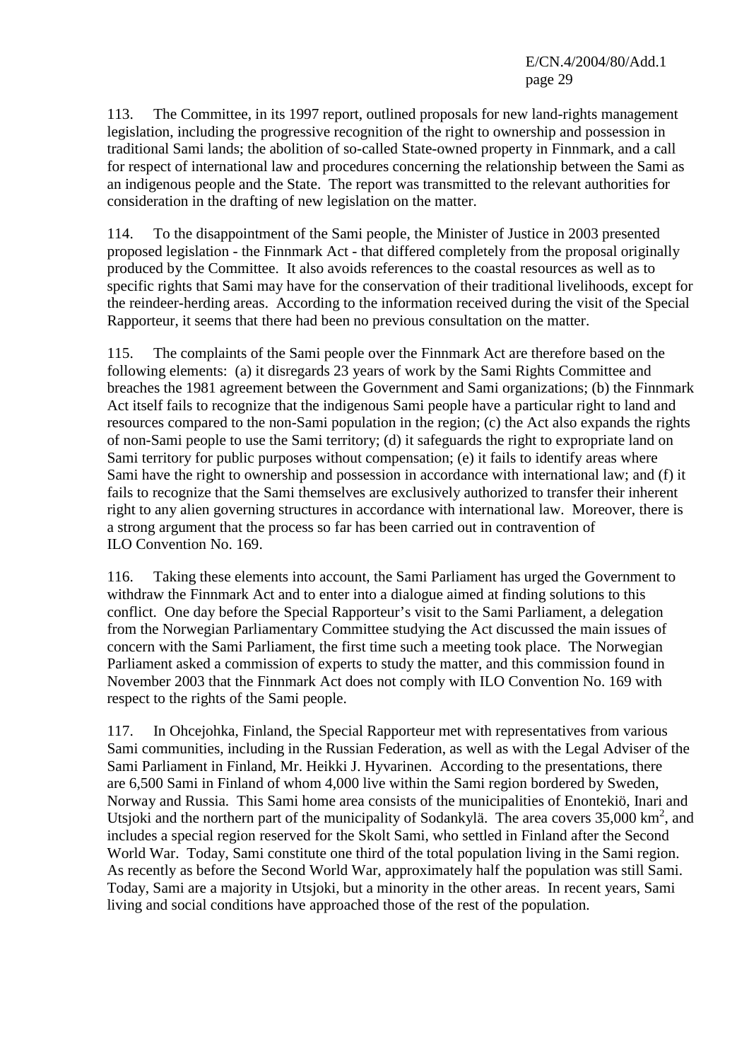113. The Committee, in its 1997 report, outlined proposals for new land-rights management legislation, including the progressive recognition of the right to ownership and possession in traditional Sami lands; the abolition of so-called State-owned property in Finnmark, and a call for respect of international law and procedures concerning the relationship between the Sami as an indigenous people and the State. The report was transmitted to the relevant authorities for consideration in the drafting of new legislation on the matter.

114. To the disappointment of the Sami people, the Minister of Justice in 2003 presented proposed legislation - the Finnmark Act - that differed completely from the proposal originally produced by the Committee. It also avoids references to the coastal resources as well as to specific rights that Sami may have for the conservation of their traditional livelihoods, except for the reindeer-herding areas. According to the information received during the visit of the Special Rapporteur, it seems that there had been no previous consultation on the matter.

115. The complaints of the Sami people over the Finnmark Act are therefore based on the following elements: (a) it disregards 23 years of work by the Sami Rights Committee and breaches the 1981 agreement between the Government and Sami organizations; (b) the Finnmark Act itself fails to recognize that the indigenous Sami people have a particular right to land and resources compared to the non-Sami population in the region; (c) the Act also expands the rights of non-Sami people to use the Sami territory; (d) it safeguards the right to expropriate land on Sami territory for public purposes without compensation; (e) it fails to identify areas where Sami have the right to ownership and possession in accordance with international law; and (f) it fails to recognize that the Sami themselves are exclusively authorized to transfer their inherent right to any alien governing structures in accordance with international law. Moreover, there is a strong argument that the process so far has been carried out in contravention of ILO Convention No. 169.

116. Taking these elements into account, the Sami Parliament has urged the Government to withdraw the Finnmark Act and to enter into a dialogue aimed at finding solutions to this conflict. One day before the Special Rapporteur's visit to the Sami Parliament, a delegation from the Norwegian Parliamentary Committee studying the Act discussed the main issues of concern with the Sami Parliament, the first time such a meeting took place. The Norwegian Parliament asked a commission of experts to study the matter, and this commission found in November 2003 that the Finnmark Act does not comply with ILO Convention No. 169 with respect to the rights of the Sami people.

117. In Ohcejohka, Finland, the Special Rapporteur met with representatives from various Sami communities, including in the Russian Federation, as well as with the Legal Adviser of the Sami Parliament in Finland, Mr. Heikki J. Hyvarinen. According to the presentations, there are 6,500 Sami in Finland of whom 4,000 live within the Sami region bordered by Sweden, Norway and Russia. This Sami home area consists of the municipalities of Enontekiö, Inari and Utsjoki and the northern part of the municipality of Sodankylä. The area covers 35,000 km$^2$, and includes a special region reserved for the Skolt Sami, who settled in Finland after the Second World War. Today, Sami constitute one third of the total population living in the Sami region. As recently as before the Second World War, approximately half the population was still Sami. Today, Sami are a majority in Utsjoki, but a minority in the other areas. In recent years, Sami living and social conditions have approached those of the rest of the population.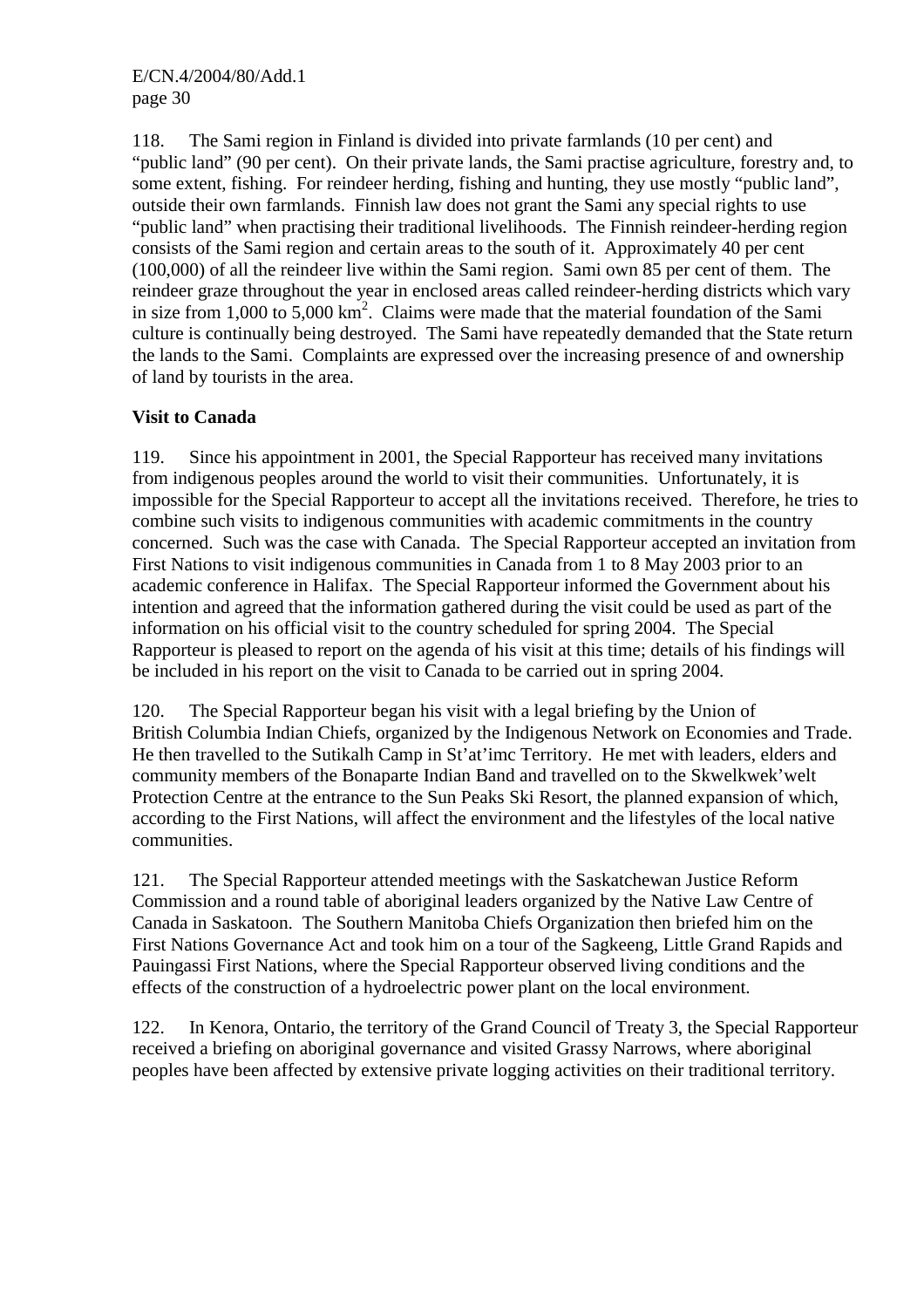118. The Sami region in Finland is divided into private farmlands (10 per cent) and "public land" (90 per cent). On their private lands, the Sami practise agriculture, forestry and, to some extent, fishing. For reindeer herding, fishing and hunting, they use mostly "public land", outside their own farmlands. Finnish law does not grant the Sami any special rights to use "public land" when practising their traditional livelihoods. The Finnish reindeer-herding region consists of the Sami region and certain areas to the south of it. Approximately 40 per cent (100,000) of all the reindeer live within the Sami region. Sami own 85 per cent of them. The reindeer graze throughout the year in enclosed areas called reindeer-herding districts which vary in size from 1,000 to 5,000 $km^2$. Claims were made that the material foundation of the Sami culture is continually being destroyed. The Sami have repeatedly demanded that the State return the lands to the Sami. Complaints are expressed over the increasing presence of and ownership of land by tourists in the area.

**Visit to Canada**

119. Since his appointment in 2001, the Special Rapporteur has received many invitations from indigenous peoples around the world to visit their communities. Unfortunately, it is impossible for the Special Rapporteur to accept all the invitations received. Therefore, he tries to combine such visits to indigenous communities with academic commitments in the country concerned. Such was the case with Canada. The Special Rapporteur accepted an invitation from First Nations to visit indigenous communities in Canada from 1 to 8 May 2003 prior to an academic conference in Halifax. The Special Rapporteur informed the Government about his intention and agreed that the information gathered during the visit could be used as part of the information on his official visit to the country scheduled for spring 2004. The Special Rapporteur is pleased to report on the agenda of his visit at this time; details of his findings will be included in his report on the visit to Canada to be carried out in spring 2004.

120. The Special Rapporteur began his visit with a legal briefing by the Union of British Columbia Indian Chiefs, organized by the Indigenous Network on Economies and Trade. He then travelled to the Sutikalh Camp in St'at'imc Territory. He met with leaders, elders and community members of the Bonaparte Indian Band and travelled on to the Skwelkwek'welt Protection Centre at the entrance to the Sun Peaks Ski Resort, the planned expansion of which, according to the First Nations, will affect the environment and the lifestyles of the local native communities.

121. The Special Rapporteur attended meetings with the Saskatchewan Justice Reform Commission and a round table of aboriginal leaders organized by the Native Law Centre of Canada in Saskatoon. The Southern Manitoba Chiefs Organization then briefed him on the First Nations Governance Act and took him on a tour of the Sagkeeng, Little Grand Rapids and Pauingassi First Nations, where the Special Rapporteur observed living conditions and the effects of the construction of a hydroelectric power plant on the local environment.

122. In Kenora, Ontario, the territory of the Grand Council of Treaty 3, the Special Rapporteur received a briefing on aboriginal governance and visited Grassy Narrows, where aboriginal peoples have been affected by extensive private logging activities on their traditional territory.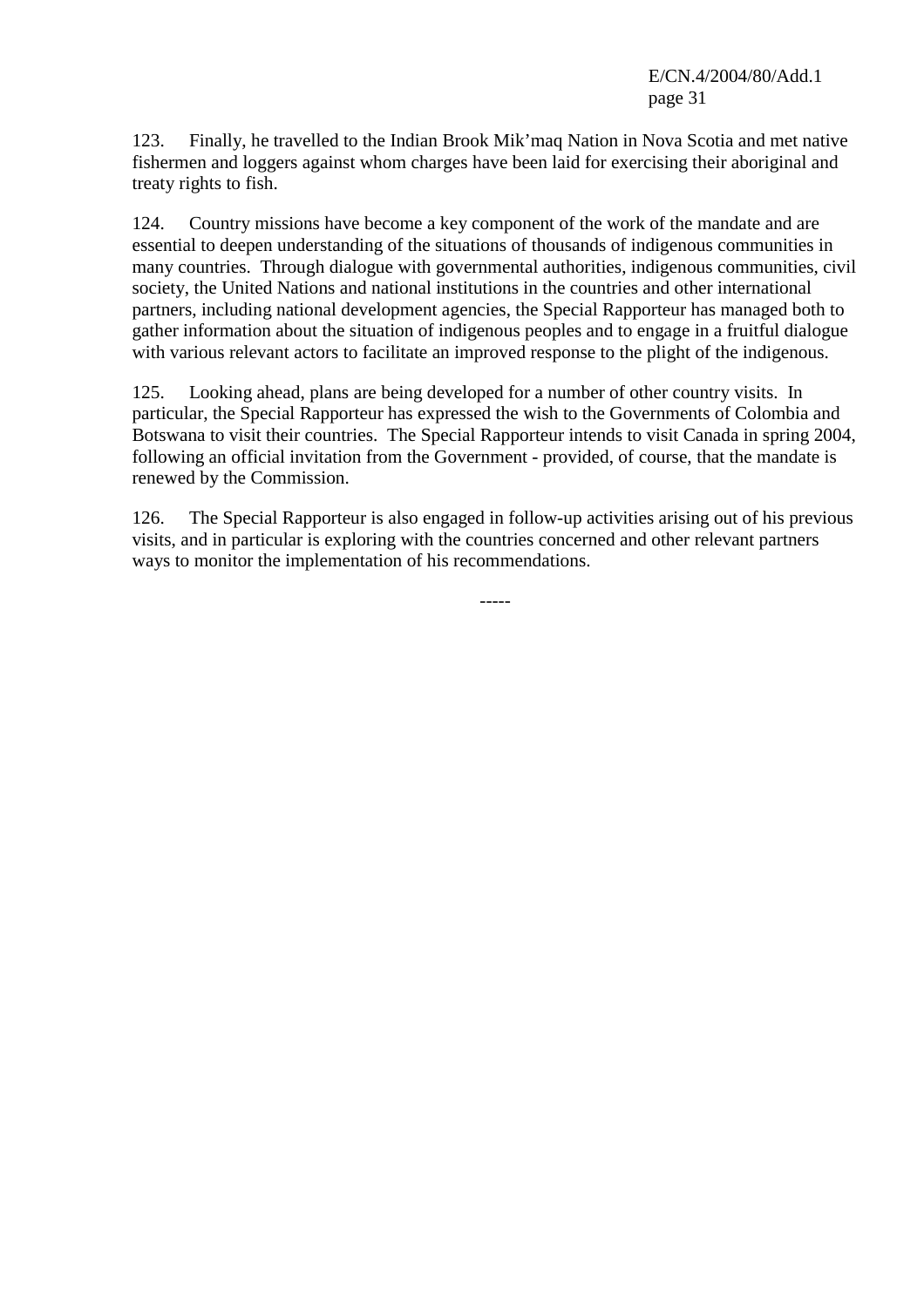123. Finally, he travelled to the Indian Brook Mik’maq Nation in Nova Scotia and met native fishermen and loggers against whom charges have been laid for exercising their aboriginal and treaty rights to fish.

124. Country missions have become a key component of the work of the mandate and are essential to deepen understanding of the situations of thousands of indigenous communities in many countries. Through dialogue with governmental authorities, indigenous communities, civil society, the United Nations and national institutions in the countries and other international partners, including national development agencies, the Special Rapporteur has managed both to gather information about the situation of indigenous peoples and to engage in a fruitful dialogue with various relevant actors to facilitate an improved response to the plight of the indigenous.

125. Looking ahead, plans are being developed for a number of other country visits. In particular, the Special Rapporteur has expressed the wish to the Governments of Colombia and Botswana to visit their countries. The Special Rapporteur intends to visit Canada in spring 2004, following an official invitation from the Government - provided, of course, that the mandate is renewed by the Commission.

126. The Special Rapporteur is also engaged in follow-up activities arising out of his previous visits, and in particular is exploring with the countries concerned and other relevant partners ways to monitor the implementation of his recommendations.

-----